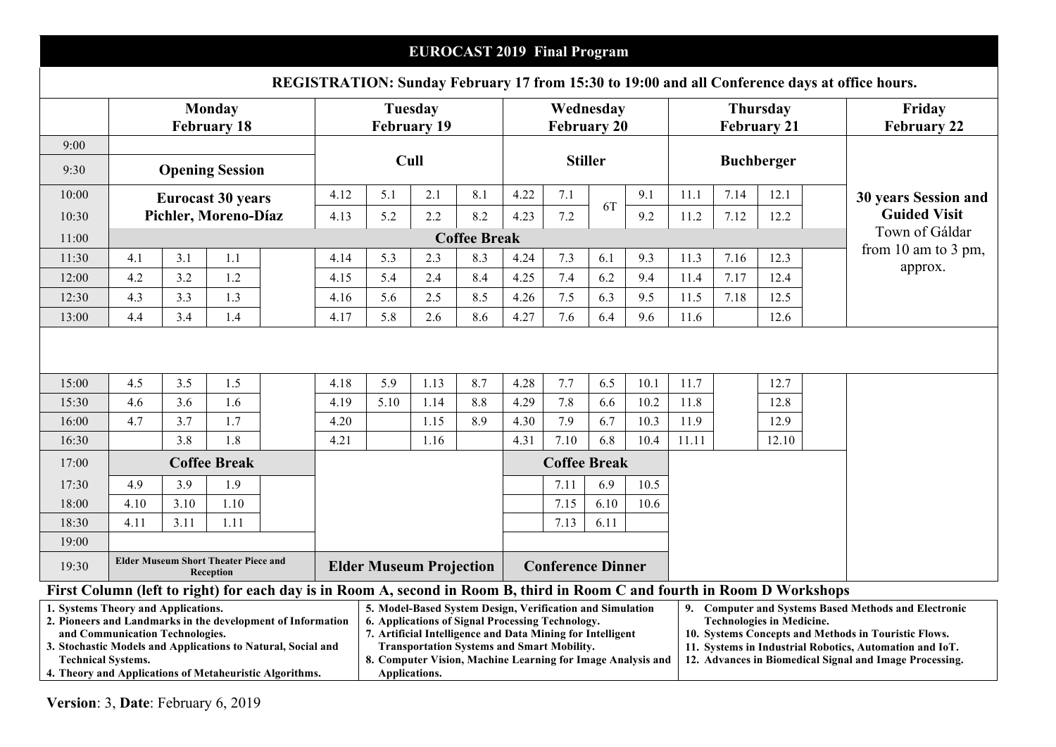# EUROCAST 2019 Final Program

**REGISTRATION: Sunday February 17 from 15:30 to 19:00 and all Conference days at office hours.**

| | Monday February 18 | | | | Tuesday February 19 | | | | Wednesday February 20 | | | | Thursday February 21 | | | | Friday February 22 |
|---|---|---|---|---|---|---|---|---|---|---|---|---|---|---|---|---|---|
| 9:00 | | | | | Cull | | | | Stiller | | | | Buchberger | | | | 30 years Session and Guided Visit Town of Gáldar from 10 am to 3 pm, approx. |
| 9:30 | Opening Session | | | | | | | | | | | | | | | | |
| 10:00 | Eurocast 30 years Pichler, Moreno-Díaz | | | | 4.12 | 5.1 | 2.1 | 8.1 | 4.22 | 7.1 | 6T | 9.1 | 11.1 | 7.14 | 12.1 | | |
| 10:30 | | | | | 4.13 | 5.2 | 2.2 | 8.2 | 4.23 | 7.2 | | 9.2 | 11.2 | 7.12 | 12.2 | | |
| 11:00 | Coffee Break | | | | | | | | | | | | | | | | |
| 11:30 | 4.1 | 3.1 | 1.1 | | 4.14 | 5.3 | 2.3 | 8.3 | 4.24 | 7.3 | 6.1 | 9.3 | 11.3 | 7.16 | 12.3 | | |
| 12:00 | 4.2 | 3.2 | 1.2 | | 4.15 | 5.4 | 2.4 | 8.4 | 4.25 | 7.4 | 6.2 | 9.4 | 11.4 | 7.17 | 12.4 | | |
| 12:30 | 4.3 | 3.3 | 1.3 | | 4.16 | 5.6 | 2.5 | 8.5 | 4.26 | 7.5 | 6.3 | 9.5 | 11.5 | 7.18 | 12.5 | | |
| 13:00 | 4.4 | 3.4 | 1.4 | | 4.17 | 5.8 | 2.6 | 8.6 | 4.27 | 7.6 | 6.4 | 9.6 | 11.6 | | 12.6 | | |
| | | | | | | | | | | | | | | | | | |
| 15:00 | 4.5 | 3.5 | 1.5 | | 4.18 | 5.9 | 1.13 | 8.7 | 4.28 | 7.7 | 6.5 | 10.1 | 11.7 | | 12.7 | | |
| 15:30 | 4.6 | 3.6 | 1.6 | | 4.19 | 5.10 | 1.14 | 8.8 | 4.29 | 7.8 | 6.6 | 10.2 | 11.8 | | 12.8 | | |
| 16:00 | 4.7 | 3.7 | 1.7 | | 4.20 | | 1.15 | 8.9 | 4.30 | 7.9 | 6.7 | 10.3 | 11.9 | | 12.9 | | |
| 16:30 | | 3.8 | 1.8 | | 4.21 | | 1.16 | | 4.31 | 7.10 | 6.8 | 10.4 | 11.11 | | 12.10 | | |
| 17:00 | Coffee Break | | | | | | | | Coffee Break | | | | | | | | |
| 17:30 | 4.9 | 3.9 | 1.9 | | | | | | | 7.11 | 6.9 | 10.5 | | | | | |
| 18:00 | 4.10 | 3.10 | 1.10 | | | | | | | 7.15 | 6.10 | 10.6 | | | | | |
| 18:30 | 4.11 | 3.11 | 1.11 | | | | | | | 7.13 | 6.11 | | | | | | |
| 19:00 | | | | | | | | | | | | | | | | | |
| 19:30 | Elder Museum Short Theater Piece and Reception | | | | Elder Museum Projection | | | | Conference Dinner | | | | | | | | |

**First Column (left to right) for each day is in Room A, second in Room B, third in Room C and fourth in Room D Workshops**

1. Systems Theory and Applications.
2. Pioneers and Landmarks in the development of Information and Communication Technologies.
3. Stochastic Models and Applications to Natural, Social and Technical Systems.
4. Theory and Applications of Metaheuristic Algorithms.
5. Model-Based System Design, Verification and Simulation
6. Applications of Signal Processing Technology.
7. Artificial Intelligence and Data Mining for Intelligent Transportation Systems and Smart Mobility.
8. Computer Vision, Machine Learning for Image Analysis and Applications.
9. Computer and Systems Based Methods and Electronic Technologies in Medicine.
10. Systems Concepts and Methods in Touristic Flows.
11. Systems in Industrial Robotics, Automation and IoT.
12. Advances in Biomedical Signal and Image Processing.

**Version**: 3, **Date**: February 6, 2019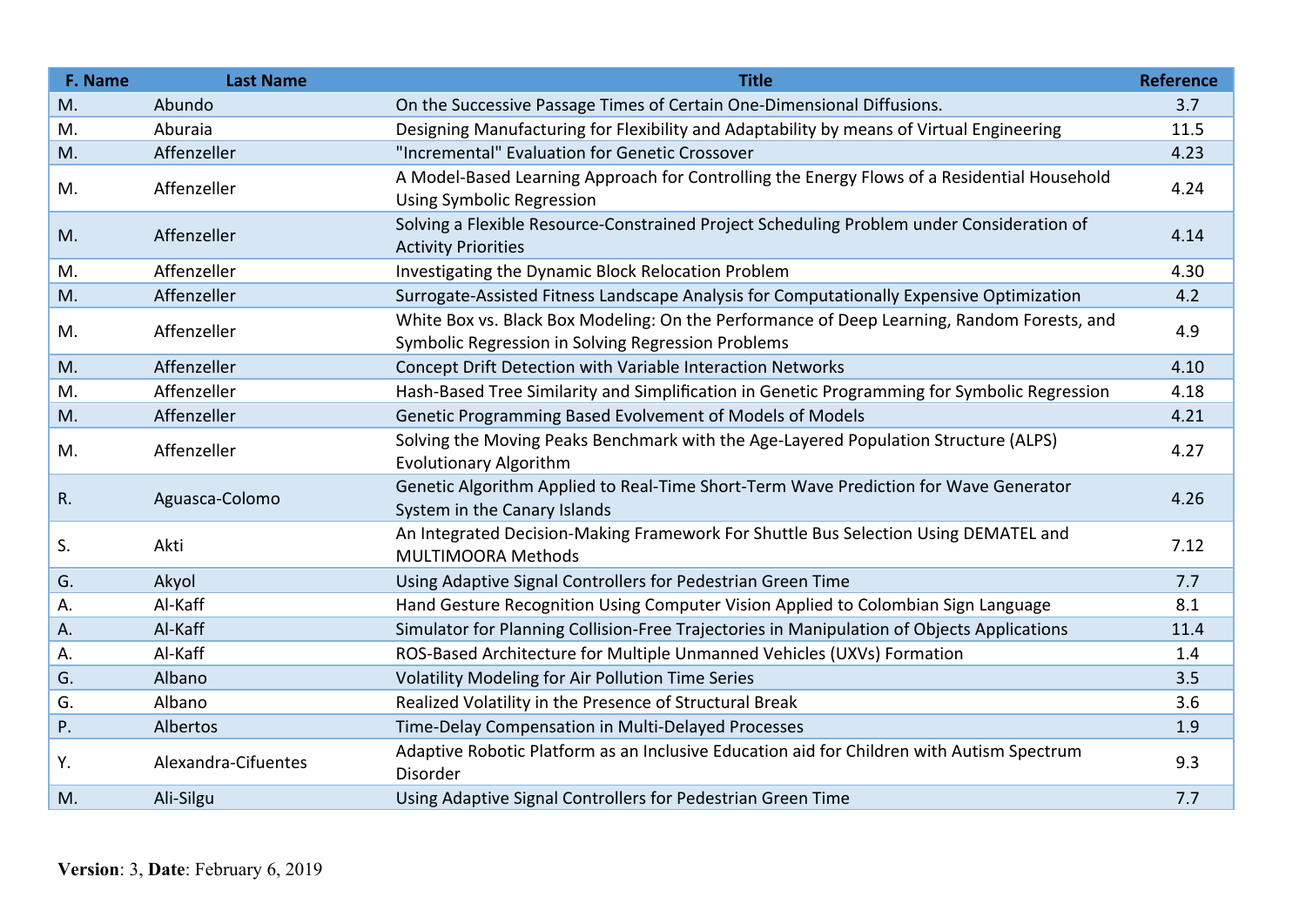| F. Name | Last Name | Title | Reference |
|---|---|---|---|
| M. | Abundo | On the Successive Passage Times of Certain One-Dimensional Diffusions. | 3.7 |
| M. | Aburaia | Designing Manufacturing for Flexibility and Adaptability by means of Virtual Engineering | 11.5 |
| M. | Affenzeller | "Incremental" Evaluation for Genetic Crossover | 4.23 |
| M. | Affenzeller | A Model-Based Learning Approach for Controlling the Energy Flows of a Residential Household Using Symbolic Regression | 4.24 |
| M. | Affenzeller | Solving a Flexible Resource-Constrained Project Scheduling Problem under Consideration of Activity Priorities | 4.14 |
| M. | Affenzeller | Investigating the Dynamic Block Relocation Problem | 4.30 |
| M. | Affenzeller | Surrogate-Assisted Fitness Landscape Analysis for Computationally Expensive Optimization | 4.2 |
| M. | Affenzeller | White Box vs. Black Box Modeling: On the Performance of Deep Learning, Random Forests, and Symbolic Regression in Solving Regression Problems | 4.9 |
| M. | Affenzeller | Concept Drift Detection with Variable Interaction Networks | 4.10 |
| M. | Affenzeller | Hash-Based Tree Similarity and Simplification in Genetic Programming for Symbolic Regression | 4.18 |
| M. | Affenzeller | Genetic Programming Based Evolvement of Models of Models | 4.21 |
| M. | Affenzeller | Solving the Moving Peaks Benchmark with the Age-Layered Population Structure (ALPS) Evolutionary Algorithm | 4.27 |
| R. | Aguasca-Colomo | Genetic Algorithm Applied to Real-Time Short-Term Wave Prediction for Wave Generator System in the Canary Islands | 4.26 |
| S. | Akti | An Integrated Decision-Making Framework For Shuttle Bus Selection Using DEMATEL and MULTIMOORA Methods | 7.12 |
| G. | Akyol | Using Adaptive Signal Controllers for Pedestrian Green Time | 7.7 |
| A. | Al-Kaff | Hand Gesture Recognition Using Computer Vision Applied to Colombian Sign Language | 8.1 |
| A. | Al-Kaff | Simulator for Planning Collision-Free Trajectories in Manipulation of Objects Applications | 11.4 |
| A. | Al-Kaff | ROS-Based Architecture for Multiple Unmanned Vehicles (UXVs) Formation | 1.4 |
| G. | Albano | Volatility Modeling for Air Pollution Time Series | 3.5 |
| G. | Albano | Realized Volatility in the Presence of Structural Break | 3.6 |
| P. | Albertos | Time-Delay Compensation in Multi-Delayed Processes | 1.9 |
| Y. | Alexandra-Cifuentes | Adaptive Robotic Platform as an Inclusive Education aid for Children with Autism Spectrum Disorder | 9.3 |
| M. | Ali-Silgu | Using Adaptive Signal Controllers for Pedestrian Green Time | 7.7 |

**Version**: 3, **Date**: February 6, 2019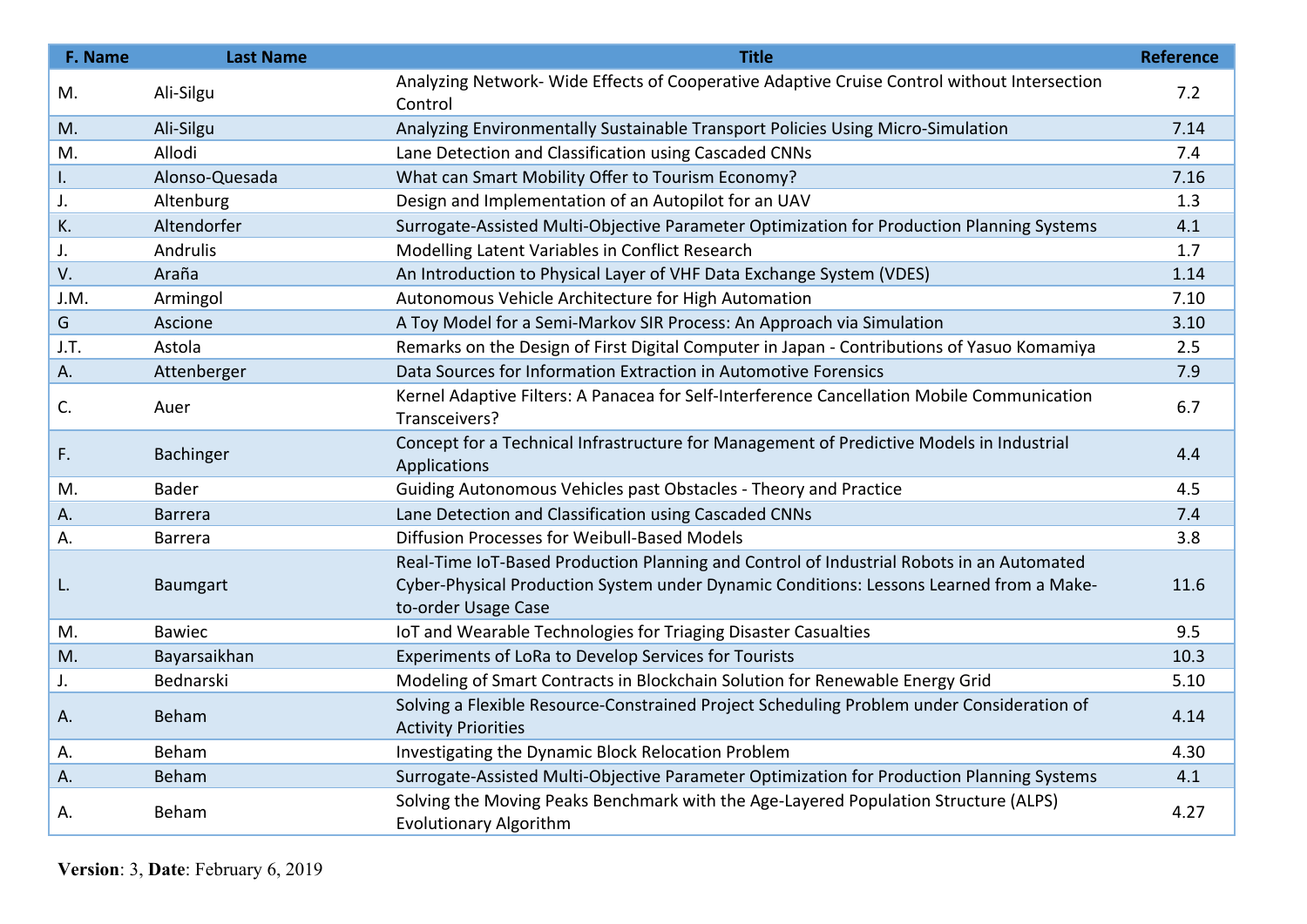| F. Name | Last Name | Title | Reference |
|---|---|---|---|
| M. | Ali-Silgu | Analyzing Network- Wide Effects of Cooperative Adaptive Cruise Control without Intersection Control | 7.2 |
| M. | Ali-Silgu | Analyzing Environmentally Sustainable Transport Policies Using Micro-Simulation | 7.14 |
| M. | Allodi | Lane Detection and Classification using Cascaded CNNs | 7.4 |
| I. | Alonso-Quesada | What can Smart Mobility Offer to Tourism Economy? | 7.16 |
| J. | Altenburg | Design and Implementation of an Autopilot for an UAV | 1.3 |
| K. | Altendorfer | Surrogate-Assisted Multi-Objective Parameter Optimization for Production Planning Systems | 4.1 |
| J. | Andrulis | Modelling Latent Variables in Conflict Research | 1.7 |
| V. | Araña | An Introduction to Physical Layer of VHF Data Exchange System (VDES) | 1.14 |
| J.M. | Armingol | Autonomous Vehicle Architecture for High Automation | 7.10 |
| G | Ascione | A Toy Model for a Semi-Markov SIR Process: An Approach via Simulation | 3.10 |
| J.T. | Astola | Remarks on the Design of First Digital Computer in Japan - Contributions of Yasuo Komamiya | 2.5 |
| A. | Attenberger | Data Sources for Information Extraction in Automotive Forensics | 7.9 |
| C. | Auer | Kernel Adaptive Filters: A Panacea for Self-Interference Cancellation Mobile Communication Transceivers? | 6.7 |
| F. | Bachinger | Concept for a Technical Infrastructure for Management of Predictive Models in Industrial Applications | 4.4 |
| M. | Bader | Guiding Autonomous Vehicles past Obstacles - Theory and Practice | 4.5 |
| A. | Barrera | Lane Detection and Classification using Cascaded CNNs | 7.4 |
| A. | Barrera | Diffusion Processes for Weibull-Based Models | 3.8 |
| L. | Baumgart | Real-Time IoT-Based Production Planning and Control of Industrial Robots in an Automated Cyber-Physical Production System under Dynamic Conditions: Lessons Learned from a Make-to-order Usage Case | 11.6 |
| M. | Bawiec | IoT and Wearable Technologies for Triaging Disaster Casualties | 9.5 |
| M. | Bayarsaikhan | Experiments of LoRa to Develop Services for Tourists | 10.3 |
| J. | Bednarski | Modeling of Smart Contracts in Blockchain Solution for Renewable Energy Grid | 5.10 |
| A. | Beham | Solving a Flexible Resource-Constrained Project Scheduling Problem under Consideration of Activity Priorities | 4.14 |
| A. | Beham | Investigating the Dynamic Block Relocation Problem | 4.30 |
| A. | Beham | Surrogate-Assisted Multi-Objective Parameter Optimization for Production Planning Systems | 4.1 |
| A. | Beham | Solving the Moving Peaks Benchmark with the Age-Layered Population Structure (ALPS) Evolutionary Algorithm | 4.27 |

**Version**: 3, **Date**: February 6, 2019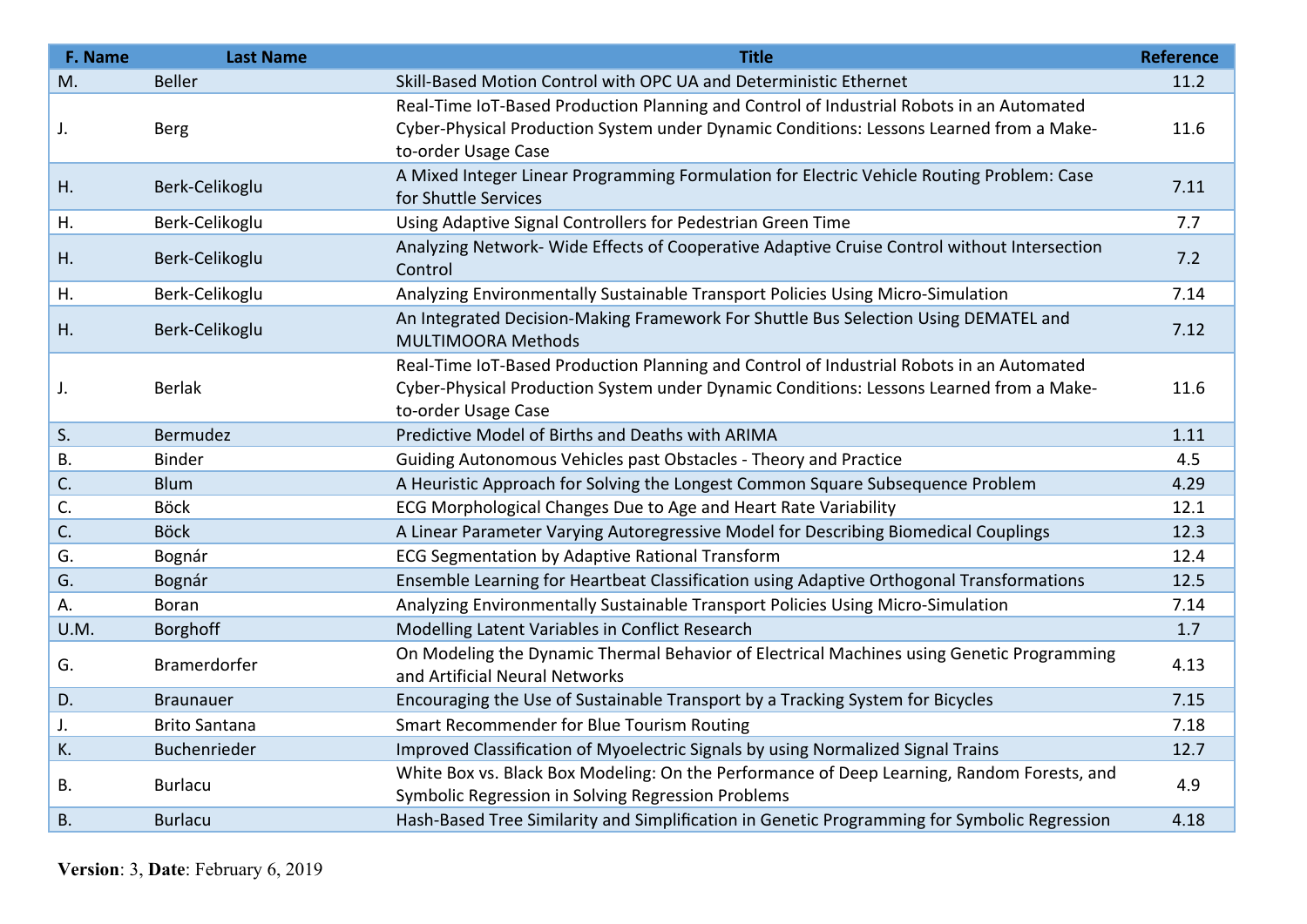| F. Name | Last Name | Title | Reference |
|---|---|---|---|
| M. | Beller | Skill-Based Motion Control with OPC UA and Deterministic Ethernet | 11.2 |
| J. | Berg | Real-Time IoT-Based Production Planning and Control of Industrial Robots in an Automated Cyber-Physical Production System under Dynamic Conditions: Lessons Learned from a Make-to-order Usage Case | 11.6 |
| H. | Berk-Celikoglu | A Mixed Integer Linear Programming Formulation for Electric Vehicle Routing Problem: Case for Shuttle Services | 7.11 |
| H. | Berk-Celikoglu | Using Adaptive Signal Controllers for Pedestrian Green Time | 7.7 |
| H. | Berk-Celikoglu | Analyzing Network- Wide Effects of Cooperative Adaptive Cruise Control without Intersection Control | 7.2 |
| H. | Berk-Celikoglu | Analyzing Environmentally Sustainable Transport Policies Using Micro-Simulation | 7.14 |
| H. | Berk-Celikoglu | An Integrated Decision-Making Framework For Shuttle Bus Selection Using DEMATEL and MULTIMOORA Methods | 7.12 |
| J. | Berlak | Real-Time IoT-Based Production Planning and Control of Industrial Robots in an Automated Cyber-Physical Production System under Dynamic Conditions: Lessons Learned from a Make-to-order Usage Case | 11.6 |
| S. | Bermudez | Predictive Model of Births and Deaths with ARIMA | 1.11 |
| B. | Binder | Guiding Autonomous Vehicles past Obstacles - Theory and Practice | 4.5 |
| C. | Blum | A Heuristic Approach for Solving the Longest Common Square Subsequence Problem | 4.29 |
| C. | Böck | ECG Morphological Changes Due to Age and Heart Rate Variability | 12.1 |
| C. | Böck | A Linear Parameter Varying Autoregressive Model for Describing Biomedical Couplings | 12.3 |
| G. | Bognár | ECG Segmentation by Adaptive Rational Transform | 12.4 |
| G. | Bognár | Ensemble Learning for Heartbeat Classification using Adaptive Orthogonal Transformations | 12.5 |
| A. | Boran | Analyzing Environmentally Sustainable Transport Policies Using Micro-Simulation | 7.14 |
| U.M. | Borghoff | Modelling Latent Variables in Conflict Research | 1.7 |
| G. | Bramerdorfer | On Modeling the Dynamic Thermal Behavior of Electrical Machines using Genetic Programming and Artificial Neural Networks | 4.13 |
| D. | Braunauer | Encouraging the Use of Sustainable Transport by a Tracking System for Bicycles | 7.15 |
| J. | Brito Santana | Smart Recommender for Blue Tourism Routing | 7.18 |
| K. | Buchenrieder | Improved Classification of Myoelectric Signals by using Normalized Signal Trains | 12.7 |
| B. | Burlacu | White Box vs. Black Box Modeling: On the Performance of Deep Learning, Random Forests, and Symbolic Regression in Solving Regression Problems | 4.9 |
| B. | Burlacu | Hash-Based Tree Similarity and Simplification in Genetic Programming for Symbolic Regression | 4.18 |

**Version**: 3, **Date**: February 6, 2019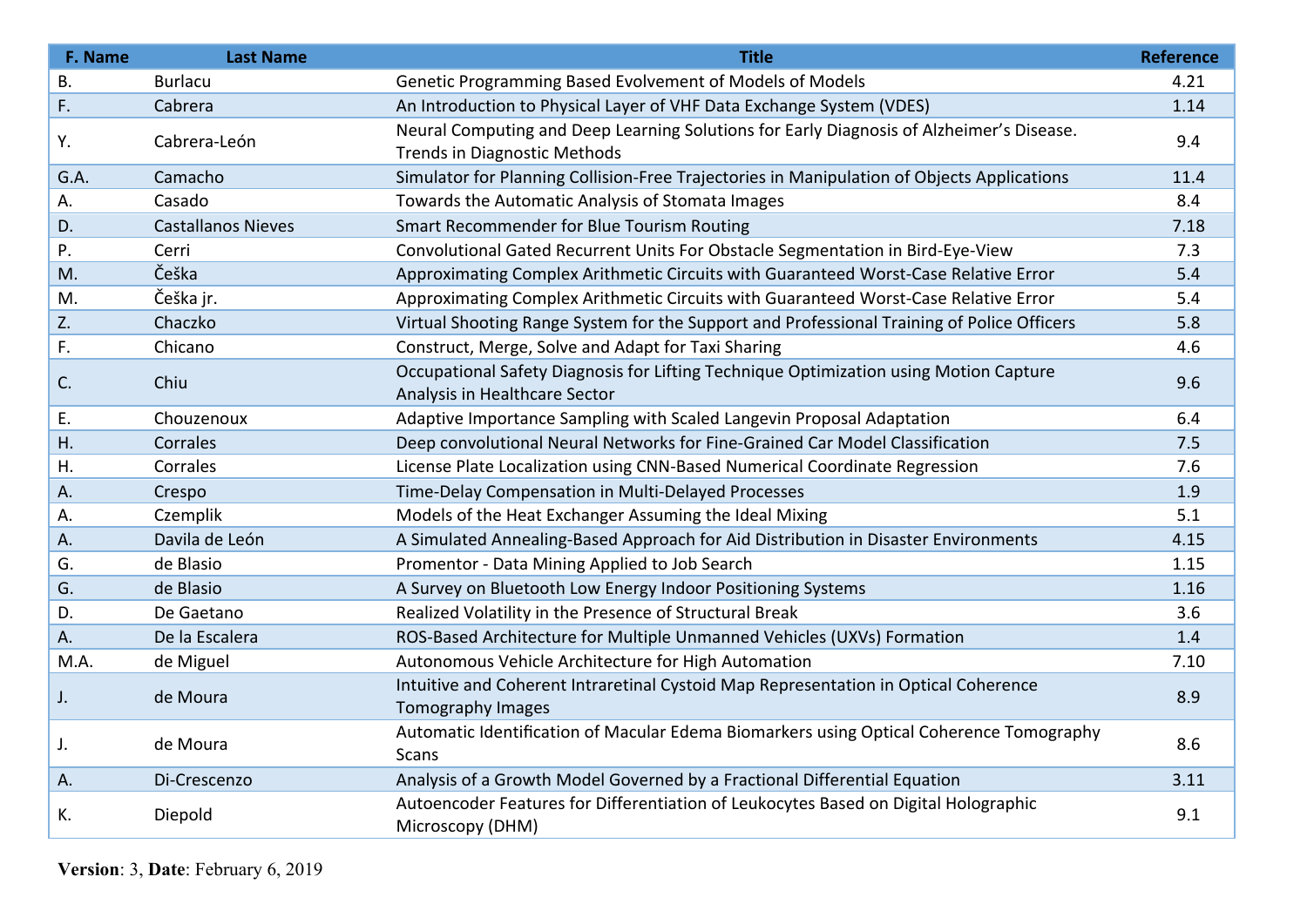| F. Name | Last Name | Title | Reference |
|---|---|---|---|
| B. | Burlacu | Genetic Programming Based Evolvement of Models of Models | 4.21 |
| F. | Cabrera | An Introduction to Physical Layer of VHF Data Exchange System (VDES) | 1.14 |
| Y. | Cabrera-León | Neural Computing and Deep Learning Solutions for Early Diagnosis of Alzheimer's Disease. Trends in Diagnostic Methods | 9.4 |
| G.A. | Camacho | Simulator for Planning Collision-Free Trajectories in Manipulation of Objects Applications | 11.4 |
| A. | Casado | Towards the Automatic Analysis of Stomata Images | 8.4 |
| D. | Castallanos Nieves | Smart Recommender for Blue Tourism Routing | 7.18 |
| P. | Cerri | Convolutional Gated Recurrent Units For Obstacle Segmentation in Bird-Eye-View | 7.3 |
| M. | Češka | Approximating Complex Arithmetic Circuits with Guaranteed Worst-Case Relative Error | 5.4 |
| M. | Češka jr. | Approximating Complex Arithmetic Circuits with Guaranteed Worst-Case Relative Error | 5.4 |
| Z. | Chaczko | Virtual Shooting Range System for the Support and Professional Training of Police Officers | 5.8 |
| F. | Chicano | Construct, Merge, Solve and Adapt for Taxi Sharing | 4.6 |
| C. | Chiu | Occupational Safety Diagnosis for Lifting Technique Optimization using Motion Capture Analysis in Healthcare Sector | 9.6 |
| E. | Chouzenoux | Adaptive Importance Sampling with Scaled Langevin Proposal Adaptation | 6.4 |
| H. | Corrales | Deep convolutional Neural Networks for Fine-Grained Car Model Classification | 7.5 |
| H. | Corrales | License Plate Localization using CNN-Based Numerical Coordinate Regression | 7.6 |
| A. | Crespo | Time-Delay Compensation in Multi-Delayed Processes | 1.9 |
| A. | Czemplik | Models of the Heat Exchanger Assuming the Ideal Mixing | 5.1 |
| A. | Davila de León | A Simulated Annealing-Based Approach for Aid Distribution in Disaster Environments | 4.15 |
| G. | de Blasio | Promentor - Data Mining Applied to Job Search | 1.15 |
| G. | de Blasio | A Survey on Bluetooth Low Energy Indoor Positioning Systems | 1.16 |
| D. | De Gaetano | Realized Volatility in the Presence of Structural Break | 3.6 |
| A. | De la Escalera | ROS-Based Architecture for Multiple Unmanned Vehicles (UXVs) Formation | 1.4 |
| M.A. | de Miguel | Autonomous Vehicle Architecture for High Automation | 7.10 |
| J. | de Moura | Intuitive and Coherent Intraretinal Cystoid Map Representation in Optical Coherence Tomography Images | 8.9 |
| J. | de Moura | Automatic Identification of Macular Edema Biomarkers using Optical Coherence Tomography Scans | 8.6 |
| A. | Di-Crescenzo | Analysis of a Growth Model Governed by a Fractional Differential Equation | 3.11 |
| K. | Diepold | Autoencoder Features for Differentiation of Leukocytes Based on Digital Holographic Microscopy (DHM) | 9.1 |

**Version**: 3, **Date**: February 6, 2019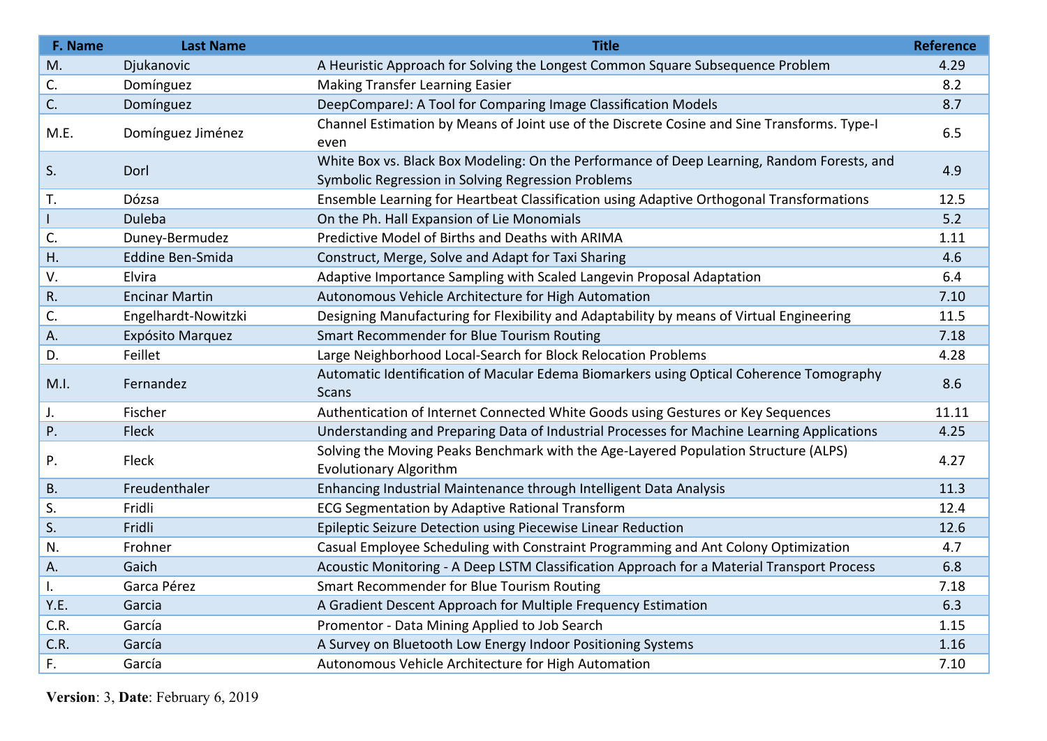| F. Name | Last Name | Title | Reference |
|---|---|---|---|
| M. | Djukanovic | A Heuristic Approach for Solving the Longest Common Square Subsequence Problem | 4.29 |
| C. | Domínguez | Making Transfer Learning Easier | 8.2 |
| C. | Domínguez | DeepCompareJ: A Tool for Comparing Image Classification Models | 8.7 |
| M.E. | Domínguez Jiménez | Channel Estimation by Means of Joint use of the Discrete Cosine and Sine Transforms. Type-I even | 6.5 |
| S. | Dorl | White Box vs. Black Box Modeling: On the Performance of Deep Learning, Random Forests, and Symbolic Regression in Solving Regression Problems | 4.9 |
| T. | Dózsa | Ensemble Learning for Heartbeat Classification using Adaptive Orthogonal Transformations | 12.5 |
| I | Duleba | On the Ph. Hall Expansion of Lie Monomials | 5.2 |
| C. | Duney-Bermudez | Predictive Model of Births and Deaths with ARIMA | 1.11 |
| H. | Eddine Ben-Smida | Construct, Merge, Solve and Adapt for Taxi Sharing | 4.6 |
| V. | Elvira | Adaptive Importance Sampling with Scaled Langevin Proposal Adaptation | 6.4 |
| R. | Encinar Martin | Autonomous Vehicle Architecture for High Automation | 7.10 |
| C. | Engelhardt-Nowitzki | Designing Manufacturing for Flexibility and Adaptability by means of Virtual Engineering | 11.5 |
| A. | Expósito Marquez | Smart Recommender for Blue Tourism Routing | 7.18 |
| D. | Feillet | Large Neighborhood Local-Search for Block Relocation Problems | 4.28 |
| M.I. | Fernandez | Automatic Identification of Macular Edema Biomarkers using Optical Coherence Tomography Scans | 8.6 |
| J. | Fischer | Authentication of Internet Connected White Goods using Gestures or Key Sequences | 11.11 |
| P. | Fleck | Understanding and Preparing Data of Industrial Processes for Machine Learning Applications | 4.25 |
| P. | Fleck | Solving the Moving Peaks Benchmark with the Age-Layered Population Structure (ALPS) Evolutionary Algorithm | 4.27 |
| B. | Freudenthaler | Enhancing Industrial Maintenance through Intelligent Data Analysis | 11.3 |
| S. | Fridli | ECG Segmentation by Adaptive Rational Transform | 12.4 |
| S. | Fridli | Epileptic Seizure Detection using Piecewise Linear Reduction | 12.6 |
| N. | Frohner | Casual Employee Scheduling with Constraint Programming and Ant Colony Optimization | 4.7 |
| A. | Gaich | Acoustic Monitoring - A Deep LSTM Classification Approach for a Material Transport Process | 6.8 |
| I. | Garca Pérez | Smart Recommender for Blue Tourism Routing | 7.18 |
| Y.E. | Garcia | A Gradient Descent Approach for Multiple Frequency Estimation | 6.3 |
| C.R. | García | Promentor - Data Mining Applied to Job Search | 1.15 |
| C.R. | García | A Survey on Bluetooth Low Energy Indoor Positioning Systems | 1.16 |
| F. | García | Autonomous Vehicle Architecture for High Automation | 7.10 |

**Version**: 3, **Date**: February 6, 2019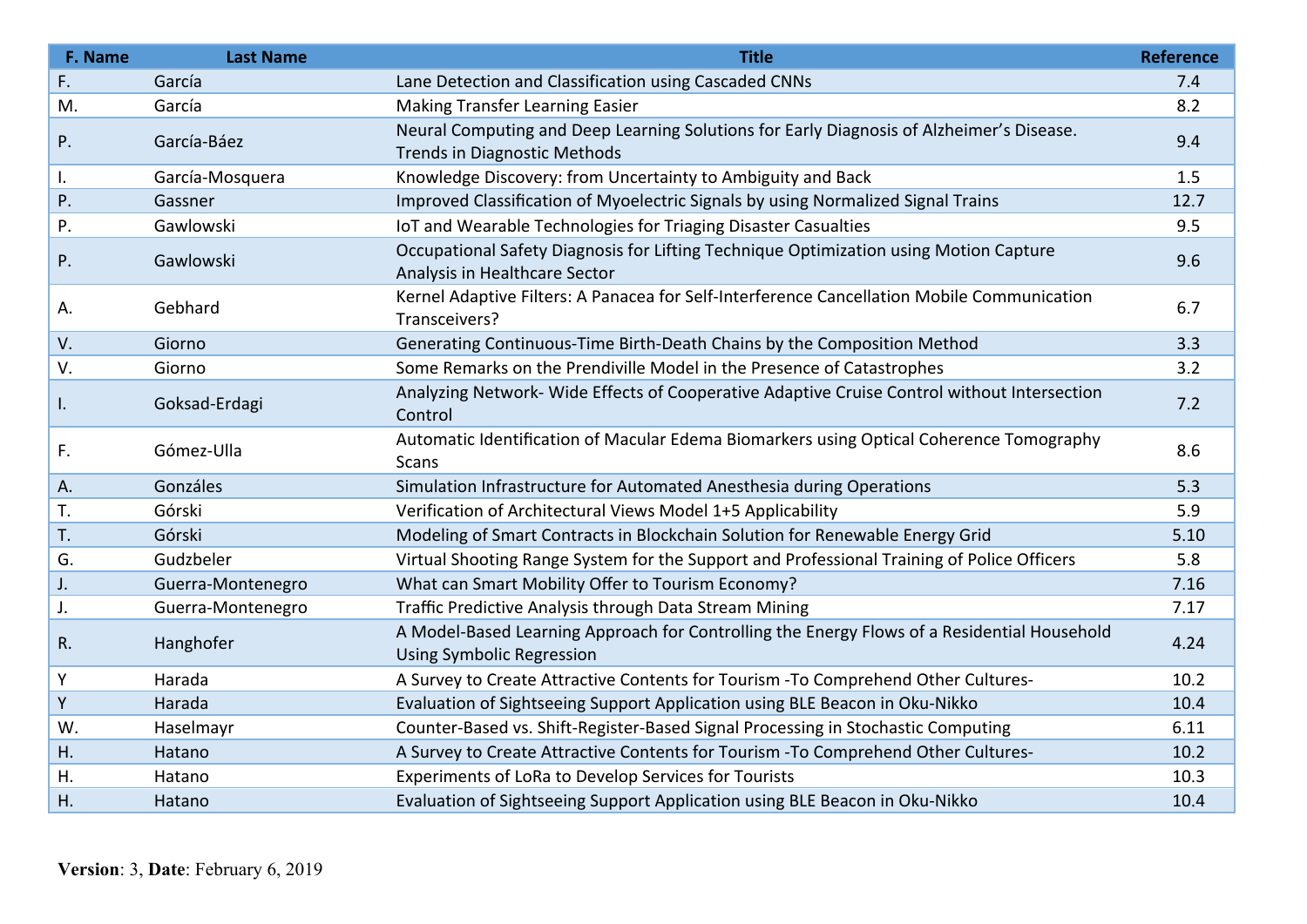| F. Name | Last Name | Title | Reference |
|---|---|---|---|
| F. | García | Lane Detection and Classification using Cascaded CNNs | 7.4 |
| M. | García | Making Transfer Learning Easier | 8.2 |
| P. | García-Báez | Neural Computing and Deep Learning Solutions for Early Diagnosis of Alzheimer's Disease. Trends in Diagnostic Methods | 9.4 |
| I. | García-Mosquera | Knowledge Discovery: from Uncertainty to Ambiguity and Back | 1.5 |
| P. | Gassner | Improved Classification of Myoelectric Signals by using Normalized Signal Trains | 12.7 |
| P. | Gawlowski | IoT and Wearable Technologies for Triaging Disaster Casualties | 9.5 |
| P. | Gawlowski | Occupational Safety Diagnosis for Lifting Technique Optimization using Motion Capture Analysis in Healthcare Sector | 9.6 |
| A. | Gebhard | Kernel Adaptive Filters: A Panacea for Self-Interference Cancellation Mobile Communication Transceivers? | 6.7 |
| V. | Giorno | Generating Continuous-Time Birth-Death Chains by the Composition Method | 3.3 |
| V. | Giorno | Some Remarks on the Prendiville Model in the Presence of Catastrophes | 3.2 |
| I. | Goksad-Erdagi | Analyzing Network- Wide Effects of Cooperative Adaptive Cruise Control without Intersection Control | 7.2 |
| F. | Gómez-Ulla | Automatic Identification of Macular Edema Biomarkers using Optical Coherence Tomography Scans | 8.6 |
| A. | Gonzáles | Simulation Infrastructure for Automated Anesthesia during Operations | 5.3 |
| T. | Górski | Verification of Architectural Views Model 1+5 Applicability | 5.9 |
| T. | Górski | Modeling of Smart Contracts in Blockchain Solution for Renewable Energy Grid | 5.10 |
| G. | Gudzbeler | Virtual Shooting Range System for the Support and Professional Training of Police Officers | 5.8 |
| J. | Guerra-Montenegro | What can Smart Mobility Offer to Tourism Economy? | 7.16 |
| J. | Guerra-Montenegro | Traffic Predictive Analysis through Data Stream Mining | 7.17 |
| R. | Hanghofer | A Model-Based Learning Approach for Controlling the Energy Flows of a Residential Household Using Symbolic Regression | 4.24 |
| Y | Harada | A Survey to Create Attractive Contents for Tourism -To Comprehend Other Cultures- | 10.2 |
| Y | Harada | Evaluation of Sightseeing Support Application using BLE Beacon in Oku-Nikko | 10.4 |
| W. | Haselmayr | Counter-Based vs. Shift-Register-Based Signal Processing in Stochastic Computing | 6.11 |
| H. | Hatano | A Survey to Create Attractive Contents for Tourism -To Comprehend Other Cultures- | 10.2 |
| H. | Hatano | Experiments of LoRa to Develop Services for Tourists | 10.3 |
| H. | Hatano | Evaluation of Sightseeing Support Application using BLE Beacon in Oku-Nikko | 10.4 |

**Version**: 3, **Date**: February 6, 2019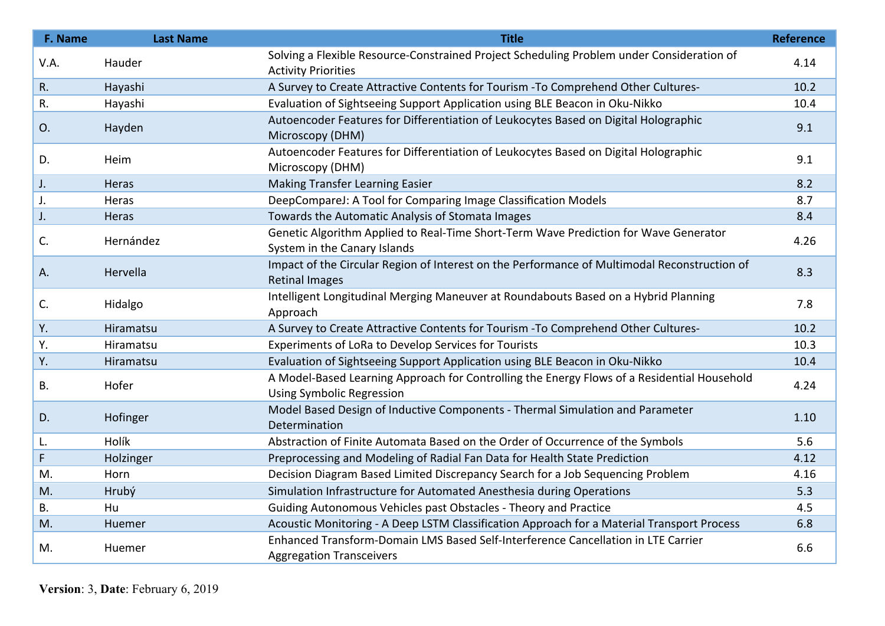| F. Name | Last Name | Title | Reference |
| --- | --- | --- | --- |
| V.A. | Hauder | Solving a Flexible Resource-Constrained Project Scheduling Problem under Consideration of Activity Priorities | 4.14 |
| R. | Hayashi | A Survey to Create Attractive Contents for Tourism -To Comprehend Other Cultures- | 10.2 |
| R. | Hayashi | Evaluation of Sightseeing Support Application using BLE Beacon in Oku-Nikko | 10.4 |
| O. | Hayden | Autoencoder Features for Differentiation of Leukocytes Based on Digital Holographic Microscopy (DHM) | 9.1 |
| D. | Heim | Autoencoder Features for Differentiation of Leukocytes Based on Digital Holographic Microscopy (DHM) | 9.1 |
| J. | Heras | Making Transfer Learning Easier | 8.2 |
| J. | Heras | DeepCompareJ: A Tool for Comparing Image Classification Models | 8.7 |
| J. | Heras | Towards the Automatic Analysis of Stomata Images | 8.4 |
| C. | Hernández | Genetic Algorithm Applied to Real-Time Short-Term Wave Prediction for Wave Generator System in the Canary Islands | 4.26 |
| A. | Hervella | Impact of the Circular Region of Interest on the Performance of Multimodal Reconstruction of Retinal Images | 8.3 |
| C. | Hidalgo | Intelligent Longitudinal Merging Maneuver at Roundabouts Based on a Hybrid Planning Approach | 7.8 |
| Y. | Hiramatsu | A Survey to Create Attractive Contents for Tourism -To Comprehend Other Cultures- | 10.2 |
| Y. | Hiramatsu | Experiments of LoRa to Develop Services for Tourists | 10.3 |
| Y. | Hiramatsu | Evaluation of Sightseeing Support Application using BLE Beacon in Oku-Nikko | 10.4 |
| B. | Hofer | A Model-Based Learning Approach for Controlling the Energy Flows of a Residential Household Using Symbolic Regression | 4.24 |
| D. | Hofinger | Model Based Design of Inductive Components - Thermal Simulation and Parameter Determination | 1.10 |
| L. | Holík | Abstraction of Finite Automata Based on the Order of Occurrence of the Symbols | 5.6 |
| F | Holzinger | Preprocessing and Modeling of Radial Fan Data for Health State Prediction | 4.12 |
| M. | Horn | Decision Diagram Based Limited Discrepancy Search for a Job Sequencing Problem | 4.16 |
| M. | Hrubý | Simulation Infrastructure for Automated Anesthesia during Operations | 5.3 |
| B. | Hu | Guiding Autonomous Vehicles past Obstacles - Theory and Practice | 4.5 |
| M. | Huemer | Acoustic Monitoring - A Deep LSTM Classification Approach for a Material Transport Process | 6.8 |
| M. | Huemer | Enhanced Transform-Domain LMS Based Self-Interference Cancellation in LTE Carrier Aggregation Transceivers | 6.6 |

**Version**: 3, **Date**: February 6, 2019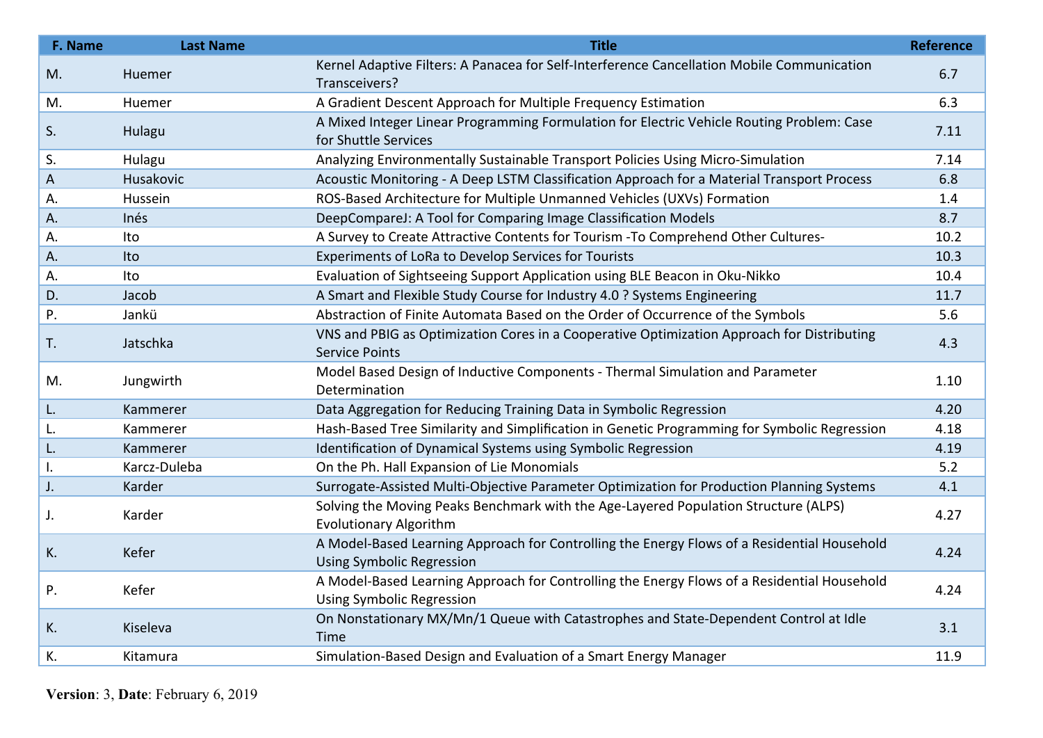| F. Name | Last Name | Title | Reference |
|---|---|---|---|
| M. | Huemer | Kernel Adaptive Filters: A Panacea for Self-Interference Cancellation Mobile Communication Transceivers? | 6.7 |
| M. | Huemer | A Gradient Descent Approach for Multiple Frequency Estimation | 6.3 |
| S. | Hulagu | A Mixed Integer Linear Programming Formulation for Electric Vehicle Routing Problem: Case for Shuttle Services | 7.11 |
| S. | Hulagu | Analyzing Environmentally Sustainable Transport Policies Using Micro-Simulation | 7.14 |
| A | Husakovic | Acoustic Monitoring - A Deep LSTM Classification Approach for a Material Transport Process | 6.8 |
| A. | Hussein | ROS-Based Architecture for Multiple Unmanned Vehicles (UXVs) Formation | 1.4 |
| A. | Inés | DeepCompareJ: A Tool for Comparing Image Classification Models | 8.7 |
| A. | Ito | A Survey to Create Attractive Contents for Tourism -To Comprehend Other Cultures- | 10.2 |
| A. | Ito | Experiments of LoRa to Develop Services for Tourists | 10.3 |
| A. | Ito | Evaluation of Sightseeing Support Application using BLE Beacon in Oku-Nikko | 10.4 |
| D. | Jacob | A Smart and Flexible Study Course for Industry 4.0 ? Systems Engineering | 11.7 |
| P. | Jankü | Abstraction of Finite Automata Based on the Order of Occurrence of the Symbols | 5.6 |
| T. | Jatschka | VNS and PBIG as Optimization Cores in a Cooperative Optimization Approach for Distributing Service Points | 4.3 |
| M. | Jungwirth | Model Based Design of Inductive Components - Thermal Simulation and Parameter Determination | 1.10 |
| L. | Kammerer | Data Aggregation for Reducing Training Data in Symbolic Regression | 4.20 |
| L. | Kammerer | Hash-Based Tree Similarity and Simplification in Genetic Programming for Symbolic Regression | 4.18 |
| L. | Kammerer | Identification of Dynamical Systems using Symbolic Regression | 4.19 |
| I. | Karcz-Duleba | On the Ph. Hall Expansion of Lie Monomials | 5.2 |
| J. | Karder | Surrogate-Assisted Multi-Objective Parameter Optimization for Production Planning Systems | 4.1 |
| J. | Karder | Solving the Moving Peaks Benchmark with the Age-Layered Population Structure (ALPS) Evolutionary Algorithm | 4.27 |
| K. | Kefer | A Model-Based Learning Approach for Controlling the Energy Flows of a Residential Household Using Symbolic Regression | 4.24 |
| P. | Kefer | A Model-Based Learning Approach for Controlling the Energy Flows of a Residential Household Using Symbolic Regression | 4.24 |
| K. | Kiseleva | On Nonstationary MX/Mn/1 Queue with Catastrophes and State-Dependent Control at Idle Time | 3.1 |
| K. | Kitamura | Simulation-Based Design and Evaluation of a Smart Energy Manager | 11.9 |

**Version**: 3, **Date**: February 6, 2019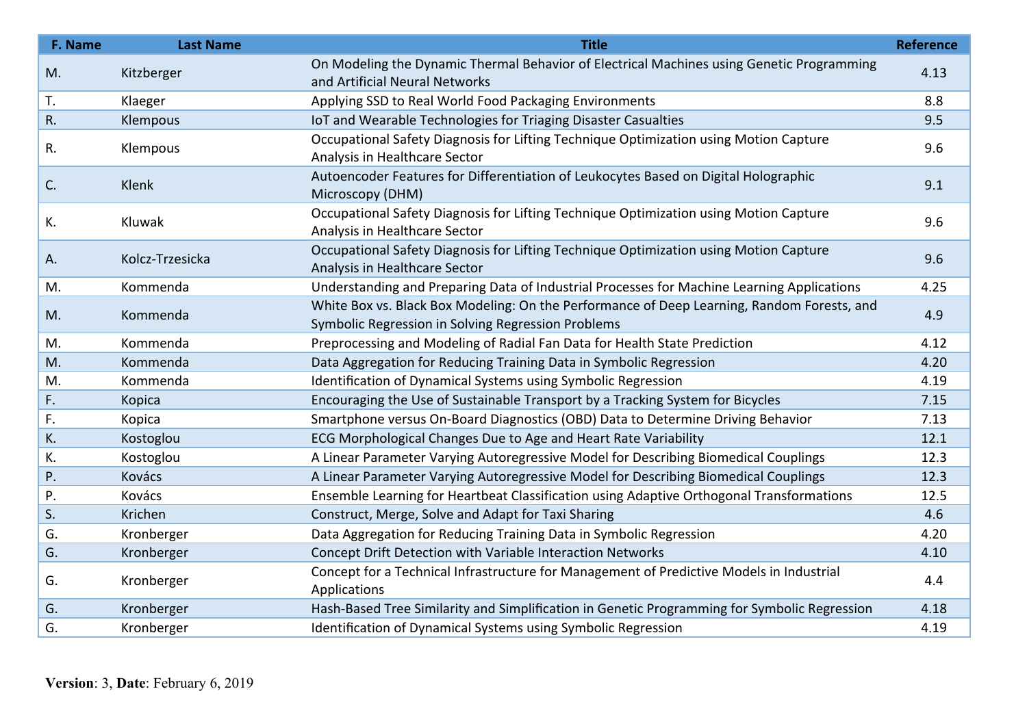| F. Name | Last Name | Title | Reference |
|---|---|---|---|
| M. | Kitzberger | On Modeling the Dynamic Thermal Behavior of Electrical Machines using Genetic Programming and Artificial Neural Networks | 4.13 |
| T. | Klaeger | Applying SSD to Real World Food Packaging Environments | 8.8 |
| R. | Klempous | IoT and Wearable Technologies for Triaging Disaster Casualties | 9.5 |
| R. | Klempous | Occupational Safety Diagnosis for Lifting Technique Optimization using Motion Capture Analysis in Healthcare Sector | 9.6 |
| C. | Klenk | Autoencoder Features for Differentiation of Leukocytes Based on Digital Holographic Microscopy (DHM) | 9.1 |
| K. | Kluwak | Occupational Safety Diagnosis for Lifting Technique Optimization using Motion Capture Analysis in Healthcare Sector | 9.6 |
| A. | Kolcz-Trzesicka | Occupational Safety Diagnosis for Lifting Technique Optimization using Motion Capture Analysis in Healthcare Sector | 9.6 |
| M. | Kommenda | Understanding and Preparing Data of Industrial Processes for Machine Learning Applications | 4.25 |
| M. | Kommenda | White Box vs. Black Box Modeling: On the Performance of Deep Learning, Random Forests, and Symbolic Regression in Solving Regression Problems | 4.9 |
| M. | Kommenda | Preprocessing and Modeling of Radial Fan Data for Health State Prediction | 4.12 |
| M. | Kommenda | Data Aggregation for Reducing Training Data in Symbolic Regression | 4.20 |
| M. | Kommenda | Identification of Dynamical Systems using Symbolic Regression | 4.19 |
| F. | Kopica | Encouraging the Use of Sustainable Transport by a Tracking System for Bicycles | 7.15 |
| F. | Kopica | Smartphone versus On-Board Diagnostics (OBD) Data to Determine Driving Behavior | 7.13 |
| K. | Kostoglou | ECG Morphological Changes Due to Age and Heart Rate Variability | 12.1 |
| K. | Kostoglou | A Linear Parameter Varying Autoregressive Model for Describing Biomedical Couplings | 12.3 |
| P. | Kovács | A Linear Parameter Varying Autoregressive Model for Describing Biomedical Couplings | 12.3 |
| P. | Kovács | Ensemble Learning for Heartbeat Classification using Adaptive Orthogonal Transformations | 12.5 |
| S. | Krichen | Construct, Merge, Solve and Adapt for Taxi Sharing | 4.6 |
| G. | Kronberger | Data Aggregation for Reducing Training Data in Symbolic Regression | 4.20 |
| G. | Kronberger | Concept Drift Detection with Variable Interaction Networks | 4.10 |
| G. | Kronberger | Concept for a Technical Infrastructure for Management of Predictive Models in Industrial Applications | 4.4 |
| G. | Kronberger | Hash-Based Tree Similarity and Simplification in Genetic Programming for Symbolic Regression | 4.18 |
| G. | Kronberger | Identification of Dynamical Systems using Symbolic Regression | 4.19 |

**Version**: 3, **Date**: February 6, 2019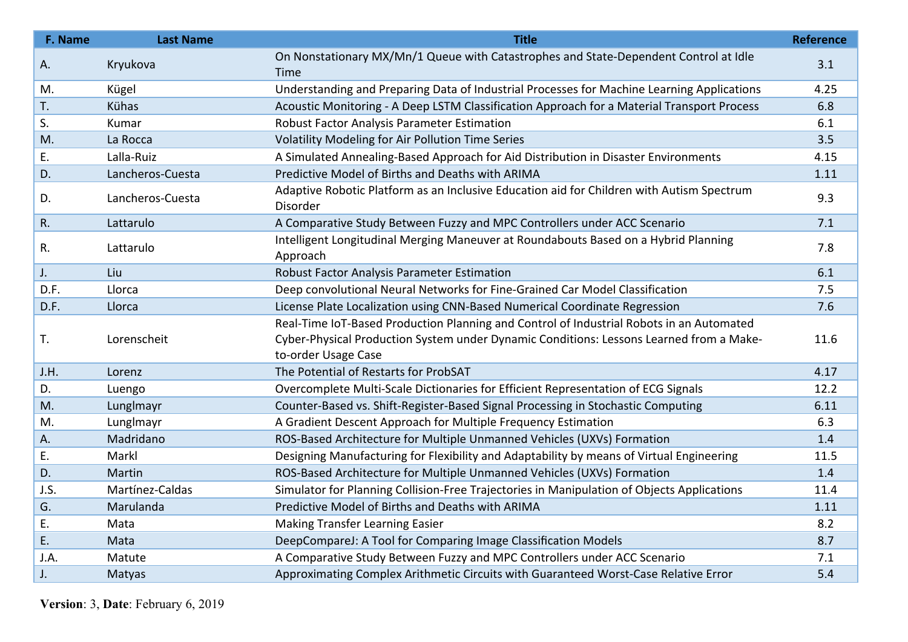| F. Name | Last Name | Title | Reference |
|---|---|---|---|
| A. | Kryukova | On Nonstationary MX/Mn/1 Queue with Catastrophes and State-Dependent Control at Idle Time | 3.1 |
| M. | Kügel | Understanding and Preparing Data of Industrial Processes for Machine Learning Applications | 4.25 |
| T. | Kühas | Acoustic Monitoring - A Deep LSTM Classification Approach for a Material Transport Process | 6.8 |
| S. | Kumar | Robust Factor Analysis Parameter Estimation | 6.1 |
| M. | La Rocca | Volatility Modeling for Air Pollution Time Series | 3.5 |
| E. | Lalla-Ruiz | A Simulated Annealing-Based Approach for Aid Distribution in Disaster Environments | 4.15 |
| D. | Lancheros-Cuesta | Predictive Model of Births and Deaths with ARIMA | 1.11 |
| D. | Lancheros-Cuesta | Adaptive Robotic Platform as an Inclusive Education aid for Children with Autism Spectrum Disorder | 9.3 |
| R. | Lattarulo | A Comparative Study Between Fuzzy and MPC Controllers under ACC Scenario | 7.1 |
| R. | Lattarulo | Intelligent Longitudinal Merging Maneuver at Roundabouts Based on a Hybrid Planning Approach | 7.8 |
| J. | Liu | Robust Factor Analysis Parameter Estimation | 6.1 |
| D.F. | Llorca | Deep convolutional Neural Networks for Fine-Grained Car Model Classification | 7.5 |
| D.F. | Llorca | License Plate Localization using CNN-Based Numerical Coordinate Regression | 7.6 |
| T. | Lorenscheit | Real-Time IoT-Based Production Planning and Control of Industrial Robots in an Automated Cyber-Physical Production System under Dynamic Conditions: Lessons Learned from a Make-to-order Usage Case | 11.6 |
| J.H. | Lorenz | The Potential of Restarts for ProbSAT | 4.17 |
| D. | Luengo | Overcomplete Multi-Scale Dictionaries for Efficient Representation of ECG Signals | 12.2 |
| M. | Lunglmayr | Counter-Based vs. Shift-Register-Based Signal Processing in Stochastic Computing | 6.11 |
| M. | Lunglmayr | A Gradient Descent Approach for Multiple Frequency Estimation | 6.3 |
| A. | Madridano | ROS-Based Architecture for Multiple Unmanned Vehicles (UXVs) Formation | 1.4 |
| E. | Markl | Designing Manufacturing for Flexibility and Adaptability by means of Virtual Engineering | 11.5 |
| D. | Martin | ROS-Based Architecture for Multiple Unmanned Vehicles (UXVs) Formation | 1.4 |
| J.S. | Martínez-Caldas | Simulator for Planning Collision-Free Trajectories in Manipulation of Objects Applications | 11.4 |
| G. | Marulanda | Predictive Model of Births and Deaths with ARIMA | 1.11 |
| E. | Mata | Making Transfer Learning Easier | 8.2 |
| E. | Mata | DeepCompareJ: A Tool for Comparing Image Classification Models | 8.7 |
| J.A. | Matute | A Comparative Study Between Fuzzy and MPC Controllers under ACC Scenario | 7.1 |
| J. | Matyas | Approximating Complex Arithmetic Circuits with Guaranteed Worst-Case Relative Error | 5.4 |

**Version**: 3, **Date**: February 6, 2019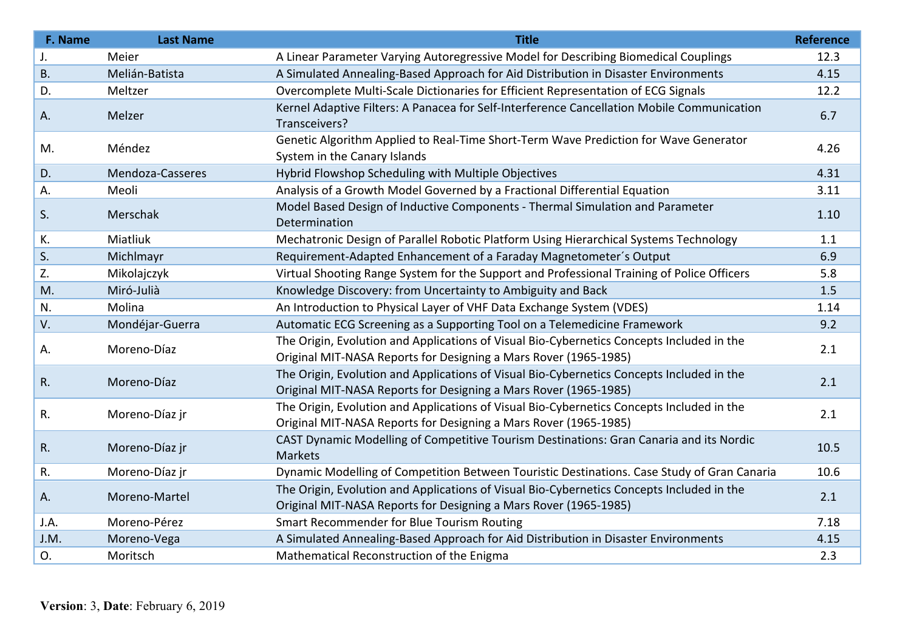| F. Name | Last Name | Title | Reference |
|---|---|---|---|
| J. | Meier | A Linear Parameter Varying Autoregressive Model for Describing Biomedical Couplings | 12.3 |
| B. | Melián-Batista | A Simulated Annealing-Based Approach for Aid Distribution in Disaster Environments | 4.15 |
| D. | Meltzer | Overcomplete Multi-Scale Dictionaries for Efficient Representation of ECG Signals | 12.2 |
| A. | Melzer | Kernel Adaptive Filters: A Panacea for Self-Interference Cancellation Mobile Communication Transceivers? | 6.7 |
| M. | Méndez | Genetic Algorithm Applied to Real-Time Short-Term Wave Prediction for Wave Generator System in the Canary Islands | 4.26 |
| D. | Mendoza-Casseres | Hybrid Flowshop Scheduling with Multiple Objectives | 4.31 |
| A. | Meoli | Analysis of a Growth Model Governed by a Fractional Differential Equation | 3.11 |
| S. | Merschak | Model Based Design of Inductive Components - Thermal Simulation and Parameter Determination | 1.10 |
| K. | Miatliuk | Mechatronic Design of Parallel Robotic Platform Using Hierarchical Systems Technology | 1.1 |
| S. | Michlmayr | Requirement-Adapted Enhancement of a Faraday Magnetometer´s Output | 6.9 |
| Z. | Mikolajczyk | Virtual Shooting Range System for the Support and Professional Training of Police Officers | 5.8 |
| M. | Miró-Julià | Knowledge Discovery: from Uncertainty to Ambiguity and Back | 1.5 |
| N. | Molina | An Introduction to Physical Layer of VHF Data Exchange System (VDES) | 1.14 |
| V. | Mondéjar-Guerra | Automatic ECG Screening as a Supporting Tool on a Telemedicine Framework | 9.2 |
| A. | Moreno-Díaz | The Origin, Evolution and Applications of Visual Bio-Cybernetics Concepts Included in the Original MIT-NASA Reports for Designing a Mars Rover (1965-1985) | 2.1 |
| R. | Moreno-Díaz | The Origin, Evolution and Applications of Visual Bio-Cybernetics Concepts Included in the Original MIT-NASA Reports for Designing a Mars Rover (1965-1985) | 2.1 |
| R. | Moreno-Díaz jr | The Origin, Evolution and Applications of Visual Bio-Cybernetics Concepts Included in the Original MIT-NASA Reports for Designing a Mars Rover (1965-1985) | 2.1 |
| R. | Moreno-Díaz jr | CAST Dynamic Modelling of Competitive Tourism Destinations: Gran Canaria and its Nordic Markets | 10.5 |
| R. | Moreno-Díaz jr | Dynamic Modelling of Competition Between Touristic Destinations. Case Study of Gran Canaria | 10.6 |
| A. | Moreno-Martel | The Origin, Evolution and Applications of Visual Bio-Cybernetics Concepts Included in the Original MIT-NASA Reports for Designing a Mars Rover (1965-1985) | 2.1 |
| J.A. | Moreno-Pérez | Smart Recommender for Blue Tourism Routing | 7.18 |
| J.M. | Moreno-Vega | A Simulated Annealing-Based Approach for Aid Distribution in Disaster Environments | 4.15 |
| O. | Moritsch | Mathematical Reconstruction of the Enigma | 2.3 |

**Version**: 3, **Date**: February 6, 2019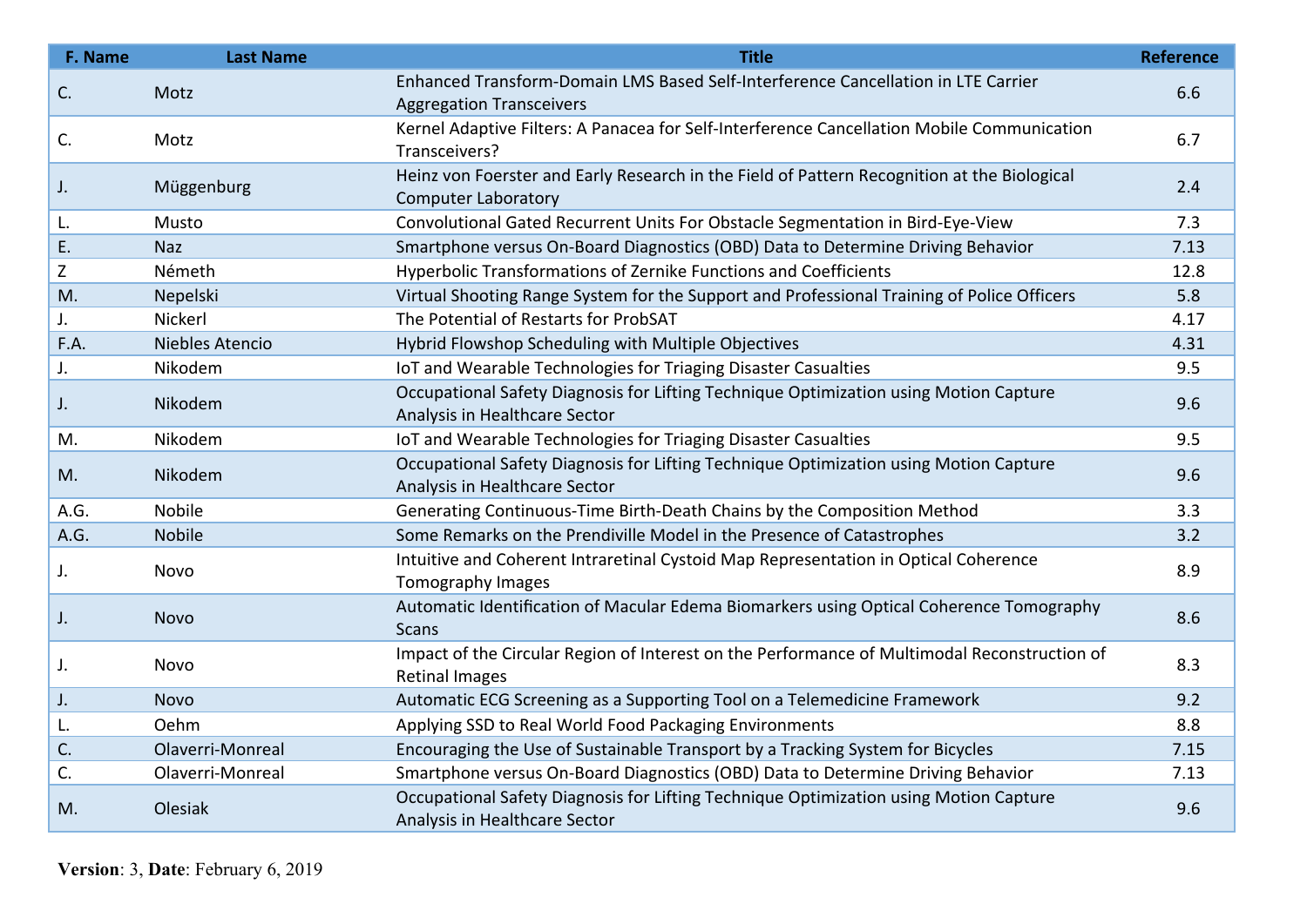| F. Name | Last Name | Title | Reference |
|---|---|---|---|
| C. | Motz | Enhanced Transform-Domain LMS Based Self-Interference Cancellation in LTE Carrier Aggregation Transceivers | 6.6 |
| C. | Motz | Kernel Adaptive Filters: A Panacea for Self-Interference Cancellation Mobile Communication Transceivers? | 6.7 |
| J. | Müggenburg | Heinz von Foerster and Early Research in the Field of Pattern Recognition at the Biological Computer Laboratory | 2.4 |
| L. | Musto | Convolutional Gated Recurrent Units For Obstacle Segmentation in Bird-Eye-View | 7.3 |
| E. | Naz | Smartphone versus On-Board Diagnostics (OBD) Data to Determine Driving Behavior | 7.13 |
| Z | Németh | Hyperbolic Transformations of Zernike Functions and Coefficients | 12.8 |
| M. | Nepelski | Virtual Shooting Range System for the Support and Professional Training of Police Officers | 5.8 |
| J. | Nickerl | The Potential of Restarts for ProbSAT | 4.17 |
| F.A. | Niebles Atencio | Hybrid Flowshop Scheduling with Multiple Objectives | 4.31 |
| J. | Nikodem | IoT and Wearable Technologies for Triaging Disaster Casualties | 9.5 |
| J. | Nikodem | Occupational Safety Diagnosis for Lifting Technique Optimization using Motion Capture Analysis in Healthcare Sector | 9.6 |
| M. | Nikodem | IoT and Wearable Technologies for Triaging Disaster Casualties | 9.5 |
| M. | Nikodem | Occupational Safety Diagnosis for Lifting Technique Optimization using Motion Capture Analysis in Healthcare Sector | 9.6 |
| A.G. | Nobile | Generating Continuous-Time Birth-Death Chains by the Composition Method | 3.3 |
| A.G. | Nobile | Some Remarks on the Prendiville Model in the Presence of Catastrophes | 3.2 |
| J. | Novo | Intuitive and Coherent Intraretinal Cystoid Map Representation in Optical Coherence Tomography Images | 8.9 |
| J. | Novo | Automatic Identification of Macular Edema Biomarkers using Optical Coherence Tomography Scans | 8.6 |
| J. | Novo | Impact of the Circular Region of Interest on the Performance of Multimodal Reconstruction of Retinal Images | 8.3 |
| J. | Novo | Automatic ECG Screening as a Supporting Tool on a Telemedicine Framework | 9.2 |
| L. | Oehm | Applying SSD to Real World Food Packaging Environments | 8.8 |
| C. | Olaverri-Monreal | Encouraging the Use of Sustainable Transport by a Tracking System for Bicycles | 7.15 |
| C. | Olaverri-Monreal | Smartphone versus On-Board Diagnostics (OBD) Data to Determine Driving Behavior | 7.13 |
| M. | Olesiak | Occupational Safety Diagnosis for Lifting Technique Optimization using Motion Capture Analysis in Healthcare Sector | 9.6 |

**Version**: 3, **Date**: February 6, 2019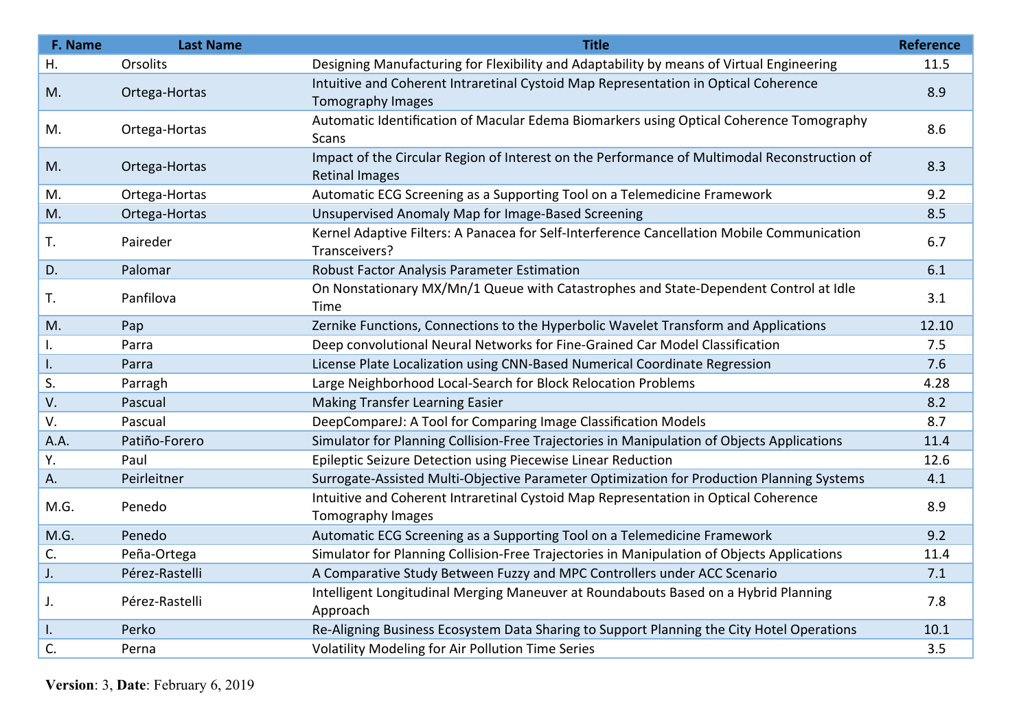| F. Name | Last Name | Title | Reference |
|---|---|---|---|
| H. | Orsolits | Designing Manufacturing for Flexibility and Adaptability by means of Virtual Engineering | 11.5 |
| M. | Ortega-Hortas | Intuitive and Coherent Intraretinal Cystoid Map Representation in Optical Coherence Tomography Images | 8.9 |
| M. | Ortega-Hortas | Automatic Identification of Macular Edema Biomarkers using Optical Coherence Tomography Scans | 8.6 |
| M. | Ortega-Hortas | Impact of the Circular Region of Interest on the Performance of Multimodal Reconstruction of Retinal Images | 8.3 |
| M. | Ortega-Hortas | Automatic ECG Screening as a Supporting Tool on a Telemedicine Framework | 9.2 |
| M. | Ortega-Hortas | Unsupervised Anomaly Map for Image-Based Screening | 8.5 |
| T. | Paireder | Kernel Adaptive Filters: A Panacea for Self-Interference Cancellation Mobile Communication Transceivers? | 6.7 |
| D. | Palomar | Robust Factor Analysis Parameter Estimation | 6.1 |
| T. | Panfilova | On Nonstationary MX/Mn/1 Queue with Catastrophes and State-Dependent Control at Idle Time | 3.1 |
| M. | Pap | Zernike Functions, Connections to the Hyperbolic Wavelet Transform and Applications | 12.10 |
| I. | Parra | Deep convolutional Neural Networks for Fine-Grained Car Model Classification | 7.5 |
| I. | Parra | License Plate Localization using CNN-Based Numerical Coordinate Regression | 7.6 |
| S. | Parragh | Large Neighborhood Local-Search for Block Relocation Problems | 4.28 |
| V. | Pascual | Making Transfer Learning Easier | 8.2 |
| V. | Pascual | DeepCompareJ: A Tool for Comparing Image Classification Models | 8.7 |
| A.A. | Patiño-Forero | Simulator for Planning Collision-Free Trajectories in Manipulation of Objects Applications | 11.4 |
| Y. | Paul | Epileptic Seizure Detection using Piecewise Linear Reduction | 12.6 |
| A. | Peirleitner | Surrogate-Assisted Multi-Objective Parameter Optimization for Production Planning Systems | 4.1 |
| M.G. | Penedo | Intuitive and Coherent Intraretinal Cystoid Map Representation in Optical Coherence Tomography Images | 8.9 |
| M.G. | Penedo | Automatic ECG Screening as a Supporting Tool on a Telemedicine Framework | 9.2 |
| C. | Peña-Ortega | Simulator for Planning Collision-Free Trajectories in Manipulation of Objects Applications | 11.4 |
| J. | Pérez-Rastelli | A Comparative Study Between Fuzzy and MPC Controllers under ACC Scenario | 7.1 |
| J. | Pérez-Rastelli | Intelligent Longitudinal Merging Maneuver at Roundabouts Based on a Hybrid Planning Approach | 7.8 |
| I. | Perko | Re-Aligning Business Ecosystem Data Sharing to Support Planning the City Hotel Operations | 10.1 |
| C. | Perna | Volatility Modeling for Air Pollution Time Series | 3.5 |

**Version**: 3, **Date**: February 6, 2019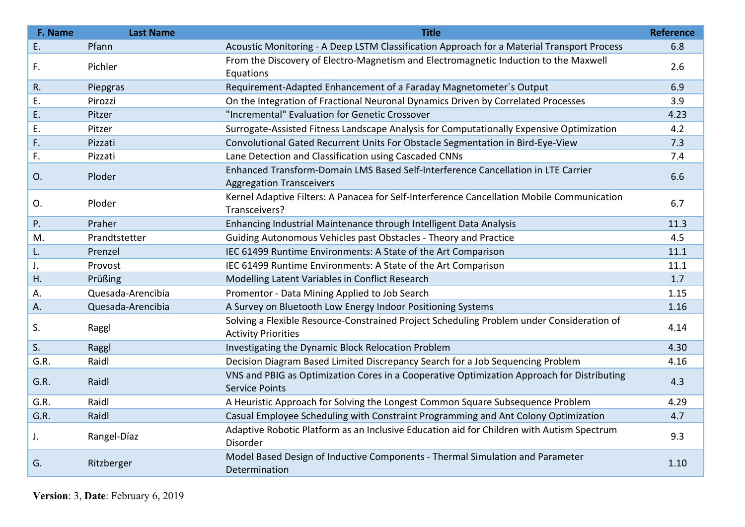| F. Name | Last Name | Title | Reference |
|---|---|---|---|
| E. | Pfann | Acoustic Monitoring - A Deep LSTM Classification Approach for a Material Transport Process | 6.8 |
| F. | Pichler | From the Discovery of Electro-Magnetism and Electromagnetic Induction to the Maxwell Equations | 2.6 |
| R. | Piepgras | Requirement-Adapted Enhancement of a Faraday Magnetometer´s Output | 6.9 |
| E. | Pirozzi | On the Integration of Fractional Neuronal Dynamics Driven by Correlated Processes | 3.9 |
| E. | Pitzer | "Incremental" Evaluation for Genetic Crossover | 4.23 |
| E. | Pitzer | Surrogate-Assisted Fitness Landscape Analysis for Computationally Expensive Optimization | 4.2 |
| F. | Pizzati | Convolutional Gated Recurrent Units For Obstacle Segmentation in Bird-Eye-View | 7.3 |
| F. | Pizzati | Lane Detection and Classification using Cascaded CNNs | 7.4 |
| O. | Ploder | Enhanced Transform-Domain LMS Based Self-Interference Cancellation in LTE Carrier Aggregation Transceivers | 6.6 |
| O. | Ploder | Kernel Adaptive Filters: A Panacea for Self-Interference Cancellation Mobile Communication Transceivers? | 6.7 |
| P. | Praher | Enhancing Industrial Maintenance through Intelligent Data Analysis | 11.3 |
| M. | Prandtstetter | Guiding Autonomous Vehicles past Obstacles - Theory and Practice | 4.5 |
| L. | Prenzel | IEC 61499 Runtime Environments: A State of the Art Comparison | 11.1 |
| J. | Provost | IEC 61499 Runtime Environments: A State of the Art Comparison | 11.1 |
| H. | Prüßing | Modelling Latent Variables in Conflict Research | 1.7 |
| A. | Quesada-Arencibia | Promentor - Data Mining Applied to Job Search | 1.15 |
| A. | Quesada-Arencibia | A Survey on Bluetooth Low Energy Indoor Positioning Systems | 1.16 |
| S. | Raggl | Solving a Flexible Resource-Constrained Project Scheduling Problem under Consideration of Activity Priorities | 4.14 |
| S. | Raggl | Investigating the Dynamic Block Relocation Problem | 4.30 |
| G.R. | Raidl | Decision Diagram Based Limited Discrepancy Search for a Job Sequencing Problem | 4.16 |
| G.R. | Raidl | VNS and PBIG as Optimization Cores in a Cooperative Optimization Approach for Distributing Service Points | 4.3 |
| G.R. | Raidl | A Heuristic Approach for Solving the Longest Common Square Subsequence Problem | 4.29 |
| G.R. | Raidl | Casual Employee Scheduling with Constraint Programming and Ant Colony Optimization | 4.7 |
| J. | Rangel-Díaz | Adaptive Robotic Platform as an Inclusive Education aid for Children with Autism Spectrum Disorder | 9.3 |
| G. | Ritzberger | Model Based Design of Inductive Components - Thermal Simulation and Parameter Determination | 1.10 |

**Version**: 3, **Date**: February 6, 2019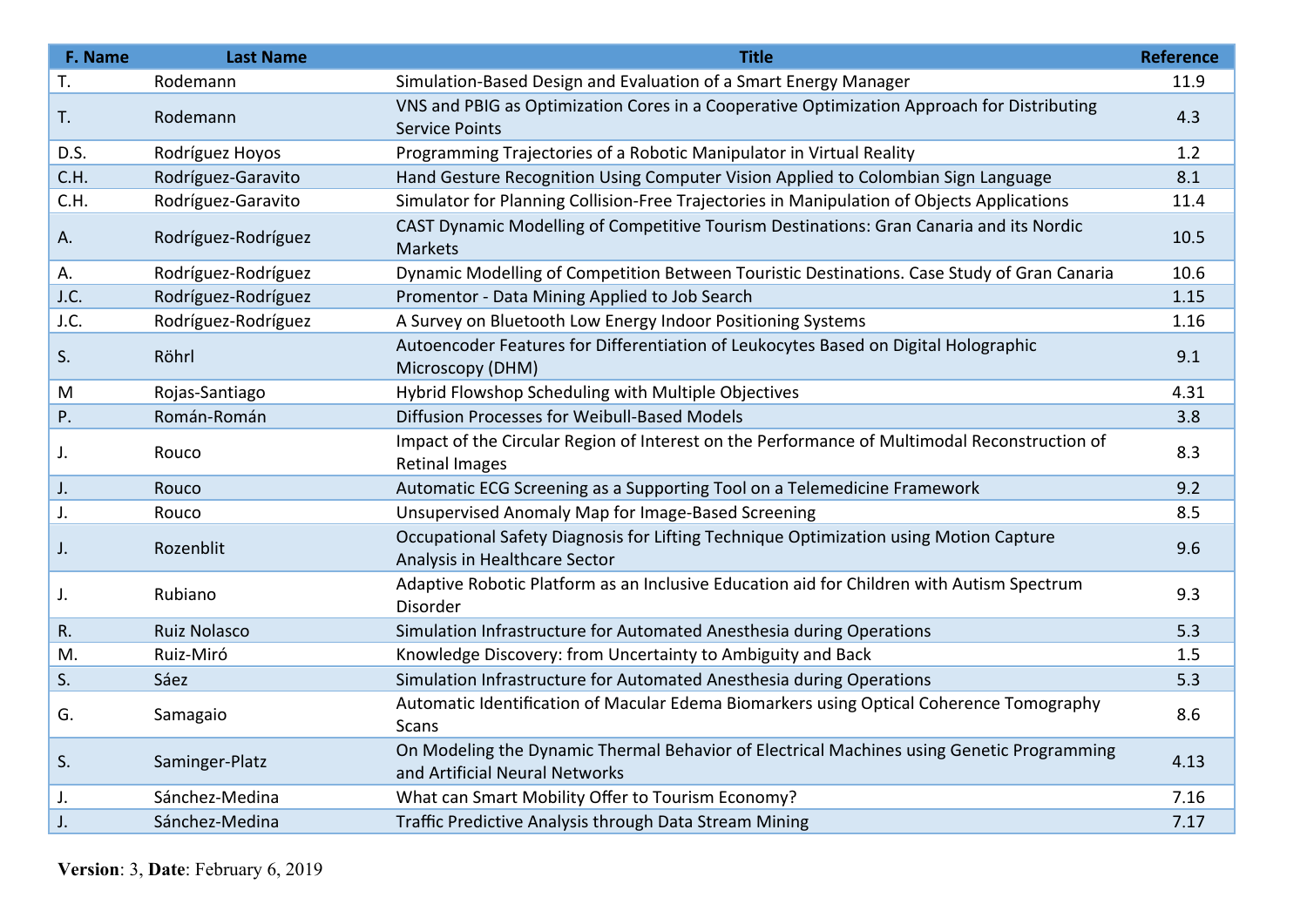| F. Name | Last Name | Title | Reference |
|---|---|---|---|
| T. | Rodemann | Simulation-Based Design and Evaluation of a Smart Energy Manager | 11.9 |
| T. | Rodemann | VNS and PBIG as Optimization Cores in a Cooperative Optimization Approach for Distributing Service Points | 4.3 |
| D.S. | Rodríguez Hoyos | Programming Trajectories of a Robotic Manipulator in Virtual Reality | 1.2 |
| C.H. | Rodríguez-Garavito | Hand Gesture Recognition Using Computer Vision Applied to Colombian Sign Language | 8.1 |
| C.H. | Rodríguez-Garavito | Simulator for Planning Collision-Free Trajectories in Manipulation of Objects Applications | 11.4 |
| A. | Rodríguez-Rodríguez | CAST Dynamic Modelling of Competitive Tourism Destinations: Gran Canaria and its Nordic Markets | 10.5 |
| A. | Rodríguez-Rodríguez | Dynamic Modelling of Competition Between Touristic Destinations. Case Study of Gran Canaria | 10.6 |
| J.C. | Rodríguez-Rodríguez | Promentor - Data Mining Applied to Job Search | 1.15 |
| J.C. | Rodríguez-Rodríguez | A Survey on Bluetooth Low Energy Indoor Positioning Systems | 1.16 |
| S. | Röhrl | Autoencoder Features for Differentiation of Leukocytes Based on Digital Holographic Microscopy (DHM) | 9.1 |
| M | Rojas-Santiago | Hybrid Flowshop Scheduling with Multiple Objectives | 4.31 |
| P. | Román-Román | Diffusion Processes for Weibull-Based Models | 3.8 |
| J. | Rouco | Impact of the Circular Region of Interest on the Performance of Multimodal Reconstruction of Retinal Images | 8.3 |
| J. | Rouco | Automatic ECG Screening as a Supporting Tool on a Telemedicine Framework | 9.2 |
| J. | Rouco | Unsupervised Anomaly Map for Image-Based Screening | 8.5 |
| J. | Rozenblit | Occupational Safety Diagnosis for Lifting Technique Optimization using Motion Capture Analysis in Healthcare Sector | 9.6 |
| J. | Rubiano | Adaptive Robotic Platform as an Inclusive Education aid for Children with Autism Spectrum Disorder | 9.3 |
| R. | Ruiz Nolasco | Simulation Infrastructure for Automated Anesthesia during Operations | 5.3 |
| M. | Ruiz-Miró | Knowledge Discovery: from Uncertainty to Ambiguity and Back | 1.5 |
| S. | Sáez | Simulation Infrastructure for Automated Anesthesia during Operations | 5.3 |
| G. | Samagaio | Automatic Identification of Macular Edema Biomarkers using Optical Coherence Tomography Scans | 8.6 |
| S. | Saminger-Platz | On Modeling the Dynamic Thermal Behavior of Electrical Machines using Genetic Programming and Artificial Neural Networks | 4.13 |
| J. | Sánchez-Medina | What can Smart Mobility Offer to Tourism Economy? | 7.16 |
| J. | Sánchez-Medina | Traffic Predictive Analysis through Data Stream Mining | 7.17 |

**Version**: 3, **Date**: February 6, 2019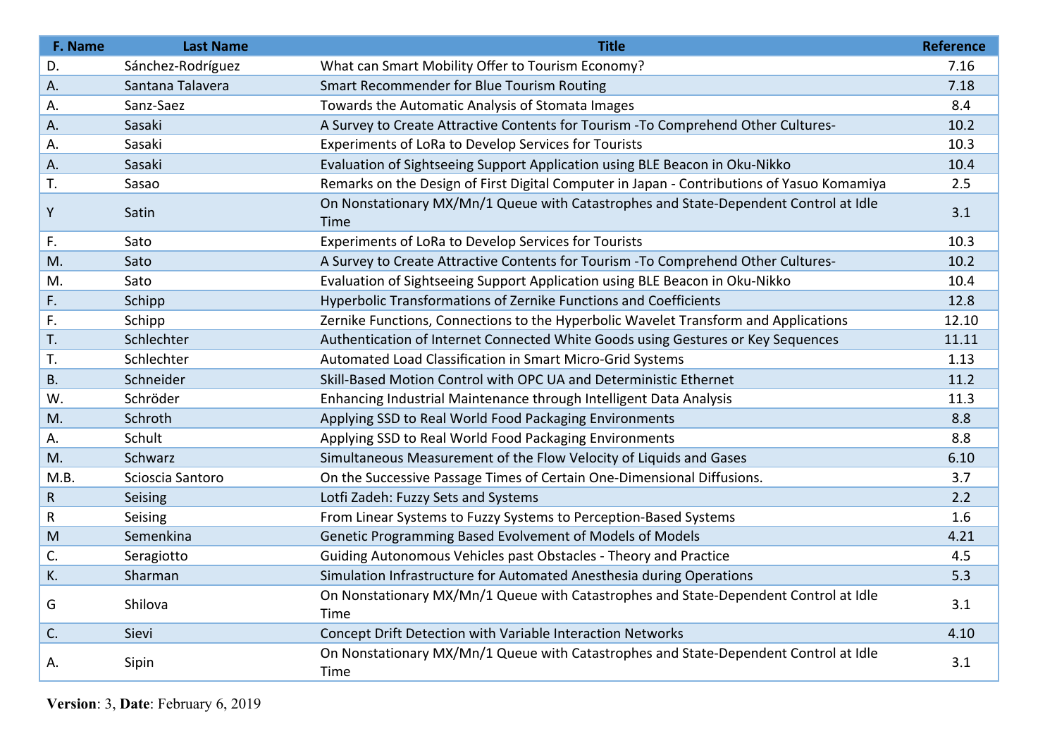| F. Name | Last Name | Title | Reference |
|---|---|---|---|
| D. | Sánchez-Rodríguez | What can Smart Mobility Offer to Tourism Economy? | 7.16 |
| A. | Santana Talavera | Smart Recommender for Blue Tourism Routing | 7.18 |
| A. | Sanz-Saez | Towards the Automatic Analysis of Stomata Images | 8.4 |
| A. | Sasaki | A Survey to Create Attractive Contents for Tourism -To Comprehend Other Cultures- | 10.2 |
| A. | Sasaki | Experiments of LoRa to Develop Services for Tourists | 10.3 |
| A. | Sasaki | Evaluation of Sightseeing Support Application using BLE Beacon in Oku-Nikko | 10.4 |
| T. | Sasao | Remarks on the Design of First Digital Computer in Japan - Contributions of Yasuo Komamiya | 2.5 |
| Y | Satin | On Nonstationary MX/Mn/1 Queue with Catastrophes and State-Dependent Control at Idle Time | 3.1 |
| F. | Sato | Experiments of LoRa to Develop Services for Tourists | 10.3 |
| M. | Sato | A Survey to Create Attractive Contents for Tourism -To Comprehend Other Cultures- | 10.2 |
| M. | Sato | Evaluation of Sightseeing Support Application using BLE Beacon in Oku-Nikko | 10.4 |
| F. | Schipp | Hyperbolic Transformations of Zernike Functions and Coefficients | 12.8 |
| F. | Schipp | Zernike Functions, Connections to the Hyperbolic Wavelet Transform and Applications | 12.10 |
| T. | Schlechter | Authentication of Internet Connected White Goods using Gestures or Key Sequences | 11.11 |
| T. | Schlechter | Automated Load Classification in Smart Micro-Grid Systems | 1.13 |
| B. | Schneider | Skill-Based Motion Control with OPC UA and Deterministic Ethernet | 11.2 |
| W. | Schröder | Enhancing Industrial Maintenance through Intelligent Data Analysis | 11.3 |
| M. | Schroth | Applying SSD to Real World Food Packaging Environments | 8.8 |
| A. | Schult | Applying SSD to Real World Food Packaging Environments | 8.8 |
| M. | Schwarz | Simultaneous Measurement of the Flow Velocity of Liquids and Gases | 6.10 |
| M.B. | Scioscia Santoro | On the Successive Passage Times of Certain One-Dimensional Diffusions. | 3.7 |
| R | Seising | Lotfi Zadeh: Fuzzy Sets and Systems | 2.2 |
| R | Seising | From Linear Systems to Fuzzy Systems to Perception-Based Systems | 1.6 |
| M | Semenkina | Genetic Programming Based Evolvement of Models of Models | 4.21 |
| C. | Seragiotto | Guiding Autonomous Vehicles past Obstacles - Theory and Practice | 4.5 |
| K. | Sharman | Simulation Infrastructure for Automated Anesthesia during Operations | 5.3 |
| G | Shilova | On Nonstationary MX/Mn/1 Queue with Catastrophes and State-Dependent Control at Idle Time | 3.1 |
| C. | Sievi | Concept Drift Detection with Variable Interaction Networks | 4.10 |
| A. | Sipin | On Nonstationary MX/Mn/1 Queue with Catastrophes and State-Dependent Control at Idle Time | 3.1 |

**Version**: 3, **Date**: February 6, 2019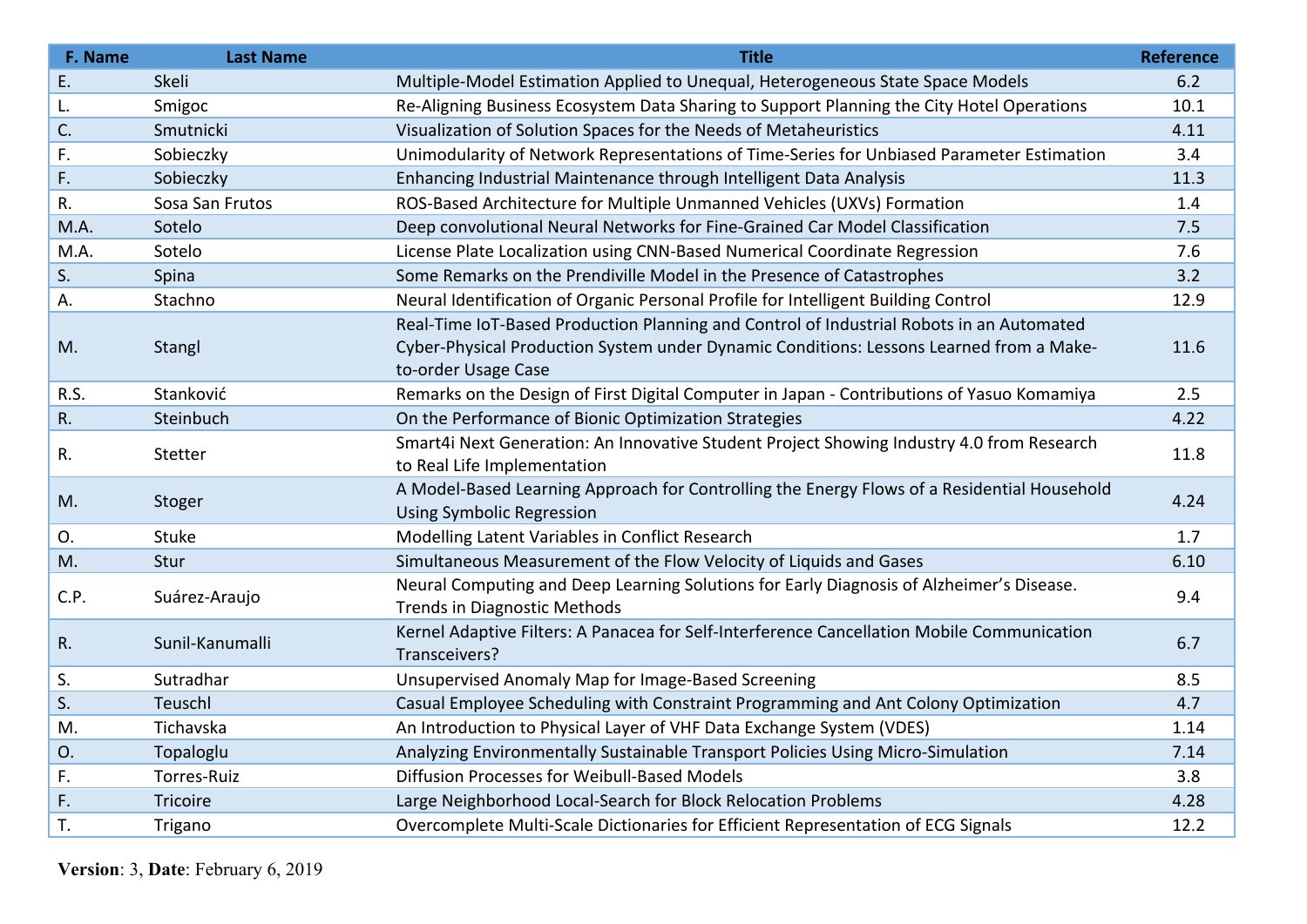| F. Name | Last Name | Title | Reference |
|---|---|---|---|
| E. | Skeli | Multiple-Model Estimation Applied to Unequal, Heterogeneous State Space Models | 6.2 |
| L. | Smigoc | Re-Aligning Business Ecosystem Data Sharing to Support Planning the City Hotel Operations | 10.1 |
| C. | Smutnicki | Visualization of Solution Spaces for the Needs of Metaheuristics | 4.11 |
| F. | Sobieczky | Unimodularity of Network Representations of Time-Series for Unbiased Parameter Estimation | 3.4 |
| F. | Sobieczky | Enhancing Industrial Maintenance through Intelligent Data Analysis | 11.3 |
| R. | Sosa San Frutos | ROS-Based Architecture for Multiple Unmanned Vehicles (UXVs) Formation | 1.4 |
| M.A. | Sotelo | Deep convolutional Neural Networks for Fine-Grained Car Model Classification | 7.5 |
| M.A. | Sotelo | License Plate Localization using CNN-Based Numerical Coordinate Regression | 7.6 |
| S. | Spina | Some Remarks on the Prendiville Model in the Presence of Catastrophes | 3.2 |
| A. | Stachno | Neural Identification of Organic Personal Profile for Intelligent Building Control | 12.9 |
| M. | Stangl | Real-Time IoT-Based Production Planning and Control of Industrial Robots in an Automated Cyber-Physical Production System under Dynamic Conditions: Lessons Learned from a Make-to-order Usage Case | 11.6 |
| R.S. | Stanković | Remarks on the Design of First Digital Computer in Japan - Contributions of Yasuo Komamiya | 2.5 |
| R. | Steinbuch | On the Performance of Bionic Optimization Strategies | 4.22 |
| R. | Stetter | Smart4i Next Generation: An Innovative Student Project Showing Industry 4.0 from Research to Real Life Implementation | 11.8 |
| M. | Stoger | A Model-Based Learning Approach for Controlling the Energy Flows of a Residential Household Using Symbolic Regression | 4.24 |
| O. | Stuke | Modelling Latent Variables in Conflict Research | 1.7 |
| M. | Stur | Simultaneous Measurement of the Flow Velocity of Liquids and Gases | 6.10 |
| C.P. | Suárez-Araujo | Neural Computing and Deep Learning Solutions for Early Diagnosis of Alzheimer's Disease. Trends in Diagnostic Methods | 9.4 |
| R. | Sunil-Kanumalli | Kernel Adaptive Filters: A Panacea for Self-Interference Cancellation Mobile Communication Transceivers? | 6.7 |
| S. | Sutradhar | Unsupervised Anomaly Map for Image-Based Screening | 8.5 |
| S. | Teuschl | Casual Employee Scheduling with Constraint Programming and Ant Colony Optimization | 4.7 |
| M. | Tichavska | An Introduction to Physical Layer of VHF Data Exchange System (VDES) | 1.14 |
| O. | Topaloglu | Analyzing Environmentally Sustainable Transport Policies Using Micro-Simulation | 7.14 |
| F. | Torres-Ruiz | Diffusion Processes for Weibull-Based Models | 3.8 |
| F. | Tricoire | Large Neighborhood Local-Search for Block Relocation Problems | 4.28 |
| T. | Trigano | Overcomplete Multi-Scale Dictionaries for Efficient Representation of ECG Signals | 12.2 |

**Version**: 3, **Date**: February 6, 2019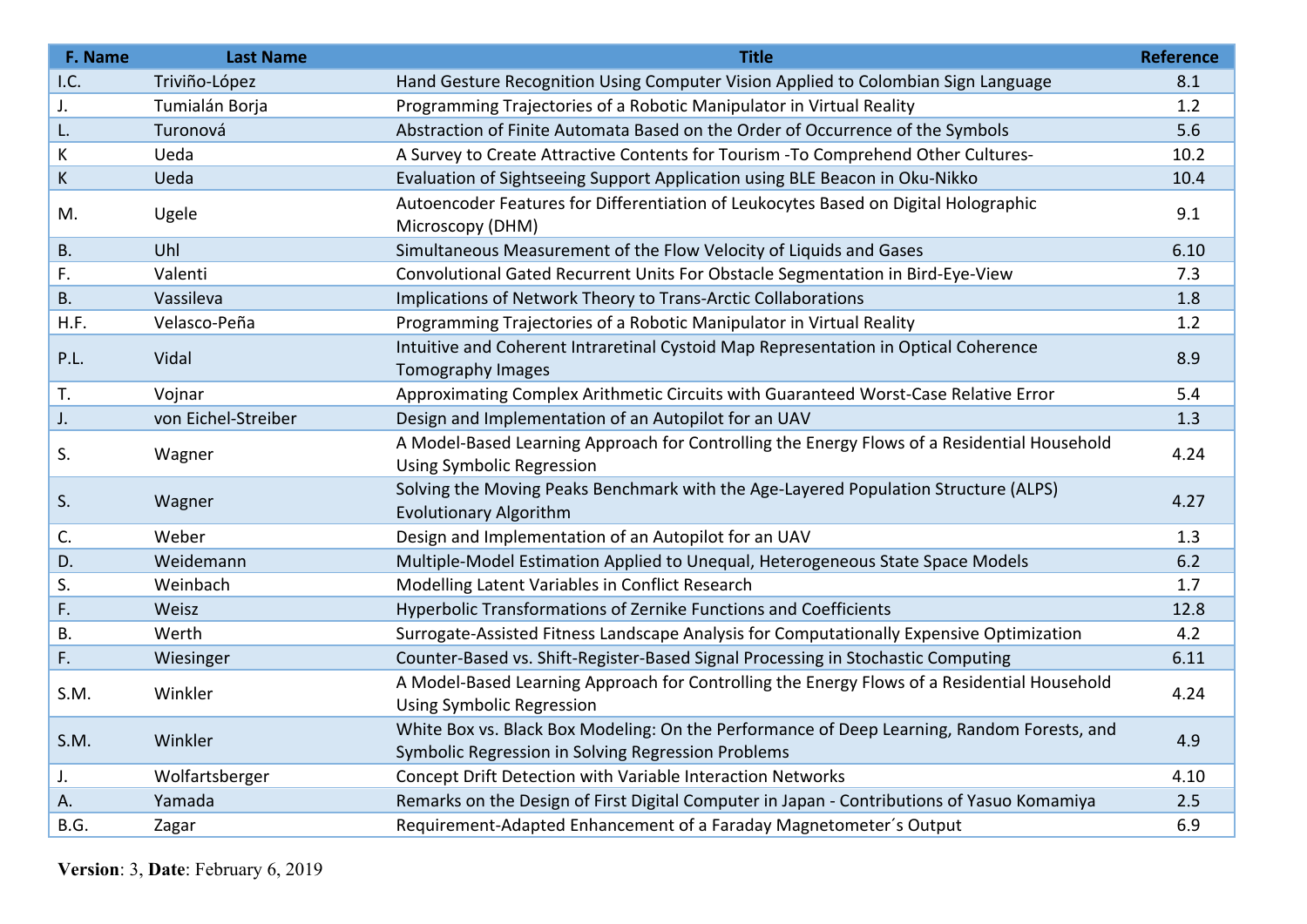| F. Name | Last Name | Title | Reference |
|---|---|---|---|
| I.C. | Triviño-López | Hand Gesture Recognition Using Computer Vision Applied to Colombian Sign Language | 8.1 |
| J. | Tumialán Borja | Programming Trajectories of a Robotic Manipulator in Virtual Reality | 1.2 |
| L. | Turonová | Abstraction of Finite Automata Based on the Order of Occurrence of the Symbols | 5.6 |
| K | Ueda | A Survey to Create Attractive Contents for Tourism -To Comprehend Other Cultures- | 10.2 |
| K | Ueda | Evaluation of Sightseeing Support Application using BLE Beacon in Oku-Nikko | 10.4 |
| M. | Ugele | Autoencoder Features for Differentiation of Leukocytes Based on Digital Holographic Microscopy (DHM) | 9.1 |
| B. | Uhl | Simultaneous Measurement of the Flow Velocity of Liquids and Gases | 6.10 |
| F. | Valenti | Convolutional Gated Recurrent Units For Obstacle Segmentation in Bird-Eye-View | 7.3 |
| B. | Vassileva | Implications of Network Theory to Trans-Arctic Collaborations | 1.8 |
| H.F. | Velasco-Peña | Programming Trajectories of a Robotic Manipulator in Virtual Reality | 1.2 |
| P.L. | Vidal | Intuitive and Coherent Intraretinal Cystoid Map Representation in Optical Coherence Tomography Images | 8.9 |
| T. | Vojnar | Approximating Complex Arithmetic Circuits with Guaranteed Worst-Case Relative Error | 5.4 |
| J. | von Eichel-Streiber | Design and Implementation of an Autopilot for an UAV | 1.3 |
| S. | Wagner | A Model-Based Learning Approach for Controlling the Energy Flows of a Residential Household Using Symbolic Regression | 4.24 |
| S. | Wagner | Solving the Moving Peaks Benchmark with the Age-Layered Population Structure (ALPS) Evolutionary Algorithm | 4.27 |
| C. | Weber | Design and Implementation of an Autopilot for an UAV | 1.3 |
| D. | Weidemann | Multiple-Model Estimation Applied to Unequal, Heterogeneous State Space Models | 6.2 |
| S. | Weinbach | Modelling Latent Variables in Conflict Research | 1.7 |
| F. | Weisz | Hyperbolic Transformations of Zernike Functions and Coefficients | 12.8 |
| B. | Werth | Surrogate-Assisted Fitness Landscape Analysis for Computationally Expensive Optimization | 4.2 |
| F. | Wiesinger | Counter-Based vs. Shift-Register-Based Signal Processing in Stochastic Computing | 6.11 |
| S.M. | Winkler | A Model-Based Learning Approach for Controlling the Energy Flows of a Residential Household Using Symbolic Regression | 4.24 |
| S.M. | Winkler | White Box vs. Black Box Modeling: On the Performance of Deep Learning, Random Forests, and Symbolic Regression in Solving Regression Problems | 4.9 |
| J. | Wolfartsberger | Concept Drift Detection with Variable Interaction Networks | 4.10 |
| A. | Yamada | Remarks on the Design of First Digital Computer in Japan - Contributions of Yasuo Komamiya | 2.5 |
| B.G. | Zagar | Requirement-Adapted Enhancement of a Faraday Magnetometer´s Output | 6.9 |

**Version**: 3, **Date**: February 6, 2019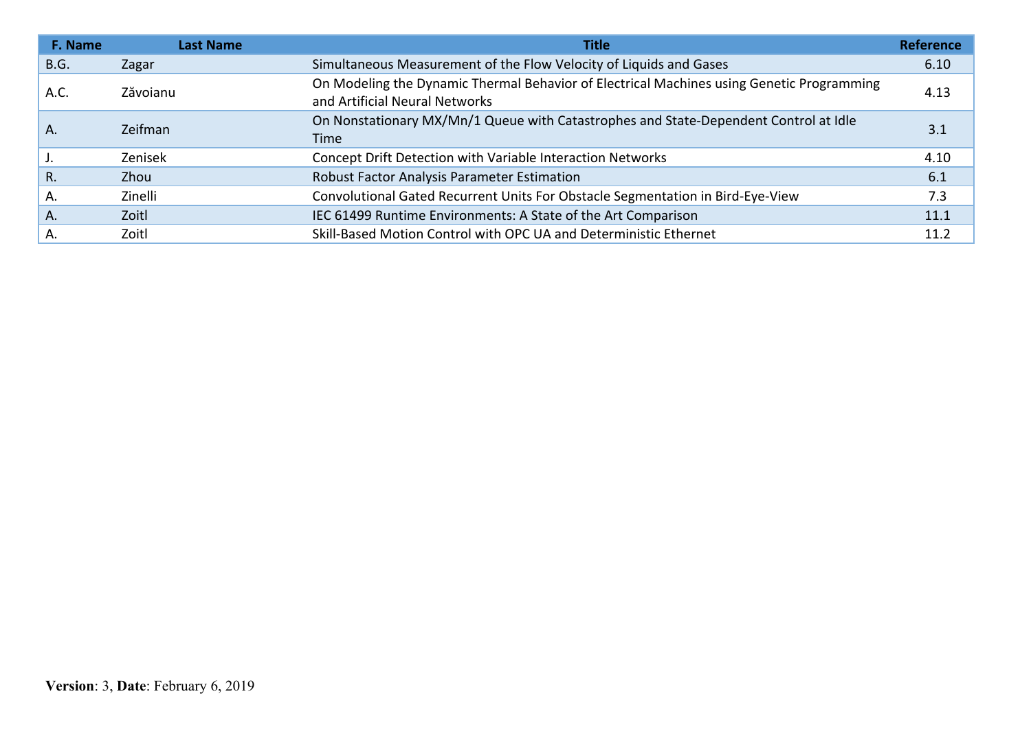| F. Name | Last Name | Title | Reference |
|---|---|---|---|
| B.G. | Zagar | Simultaneous Measurement of the Flow Velocity of Liquids and Gases | 6.10 |
| A.C. | Zăvoianu | On Modeling the Dynamic Thermal Behavior of Electrical Machines using Genetic Programming and Artificial Neural Networks | 4.13 |
| A. | Zeifman | On Nonstationary MX/Mn/1 Queue with Catastrophes and State-Dependent Control at Idle Time | 3.1 |
| J. | Zenisek | Concept Drift Detection with Variable Interaction Networks | 4.10 |
| R. | Zhou | Robust Factor Analysis Parameter Estimation | 6.1 |
| A. | Zinelli | Convolutional Gated Recurrent Units For Obstacle Segmentation in Bird-Eye-View | 7.3 |
| A. | Zoitl | IEC 61499 Runtime Environments: A State of the Art Comparison | 11.1 |
| A. | Zoitl | Skill-Based Motion Control with OPC UA and Deterministic Ethernet | 11.2 |

**Version**: 3, **Date**: February 6, 2019